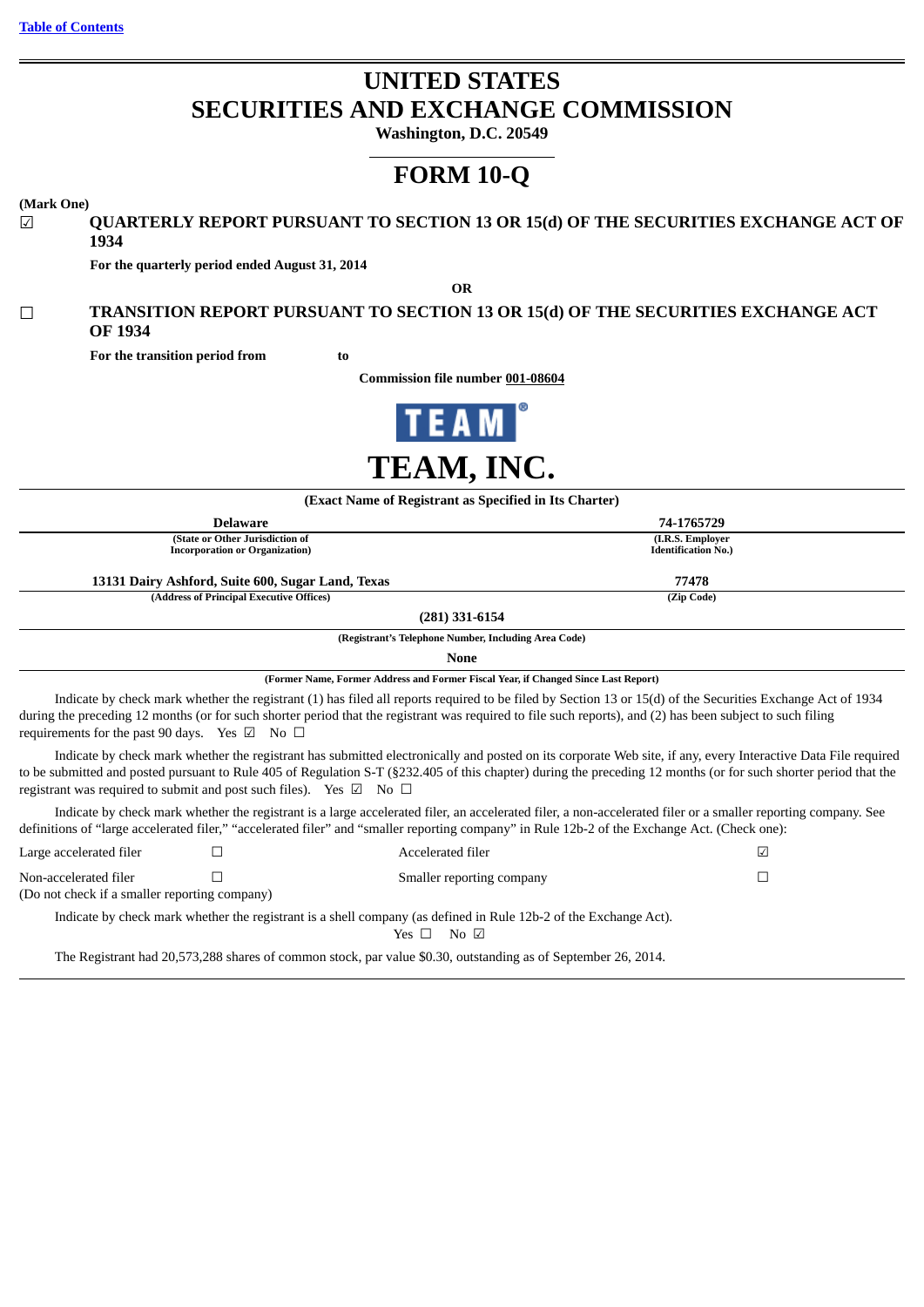[Table of Contents](#)

# UNITED STATES
# SECURITIES AND EXCHANGE COMMISSION

**Washington, D.C. 20549**

# FORM 10-Q

**(Mark One)**

☑ **QUARTERLY REPORT PURSUANT TO SECTION 13 OR 15(d) OF THE SECURITIES EXCHANGE ACT OF 1934**

**For the quarterly period ended August 31, 2014**

**OR**

☐ **TRANSITION REPORT PURSUANT TO SECTION 13 OR 15(d) OF THE SECURITIES EXCHANGE ACT OF 1934**

**For the transition period from to**

**Commission file number 001-08604**

# TEAM, INC.

**(Exact Name of Registrant as Specified in Its Charter)**

| **Delaware** | **74-1765729** |
|---|---|
| (State or Other Jurisdiction of Incorporation or Organization) | (I.R.S. Employer Identification No.) |
| **13131 Dairy Ashford, Suite 600, Sugar Land, Texas** | **77478** |
| (Address of Principal Executive Offices) | (Zip Code) |

**(281) 331-6154**

**(Registrant's Telephone Number, Including Area Code)**

**None**

**(Former Name, Former Address and Former Fiscal Year, if Changed Since Last Report)**

Indicate by check mark whether the registrant (1) has filed all reports required to be filed by Section 13 or 15(d) of the Securities Exchange Act of 1934 during the preceding 12 months (or for such shorter period that the registrant was required to file such reports), and (2) has been subject to such filing requirements for the past 90 days. Yes ☑ No ☐

Indicate by check mark whether the registrant has submitted electronically and posted on its corporate Web site, if any, every Interactive Data File required to be submitted and posted pursuant to Rule 405 of Regulation S-T (§232.405 of this chapter) during the preceding 12 months (or for such shorter period that the registrant was required to submit and post such files). Yes ☑ No ☐

Indicate by check mark whether the registrant is a large accelerated filer, an accelerated filer, a non-accelerated filer or a smaller reporting company. See definitions of "large accelerated filer," "accelerated filer" and "smaller reporting company" in Rule 12b-2 of the Exchange Act. (Check one):

| | | | |
|---|---|---|---|
| Large accelerated filer | ☐ | Accelerated filer | ☑ |
| Non-accelerated filer (Do not check if a smaller reporting company) | ☐ | Smaller reporting company | ☐ |

Indicate by check mark whether the registrant is a shell company (as defined in Rule 12b-2 of the Exchange Act). Yes ☐ No ☑

The Registrant had 20,573,288 shares of common stock, par value $0.30, outstanding as of September 26, 2014.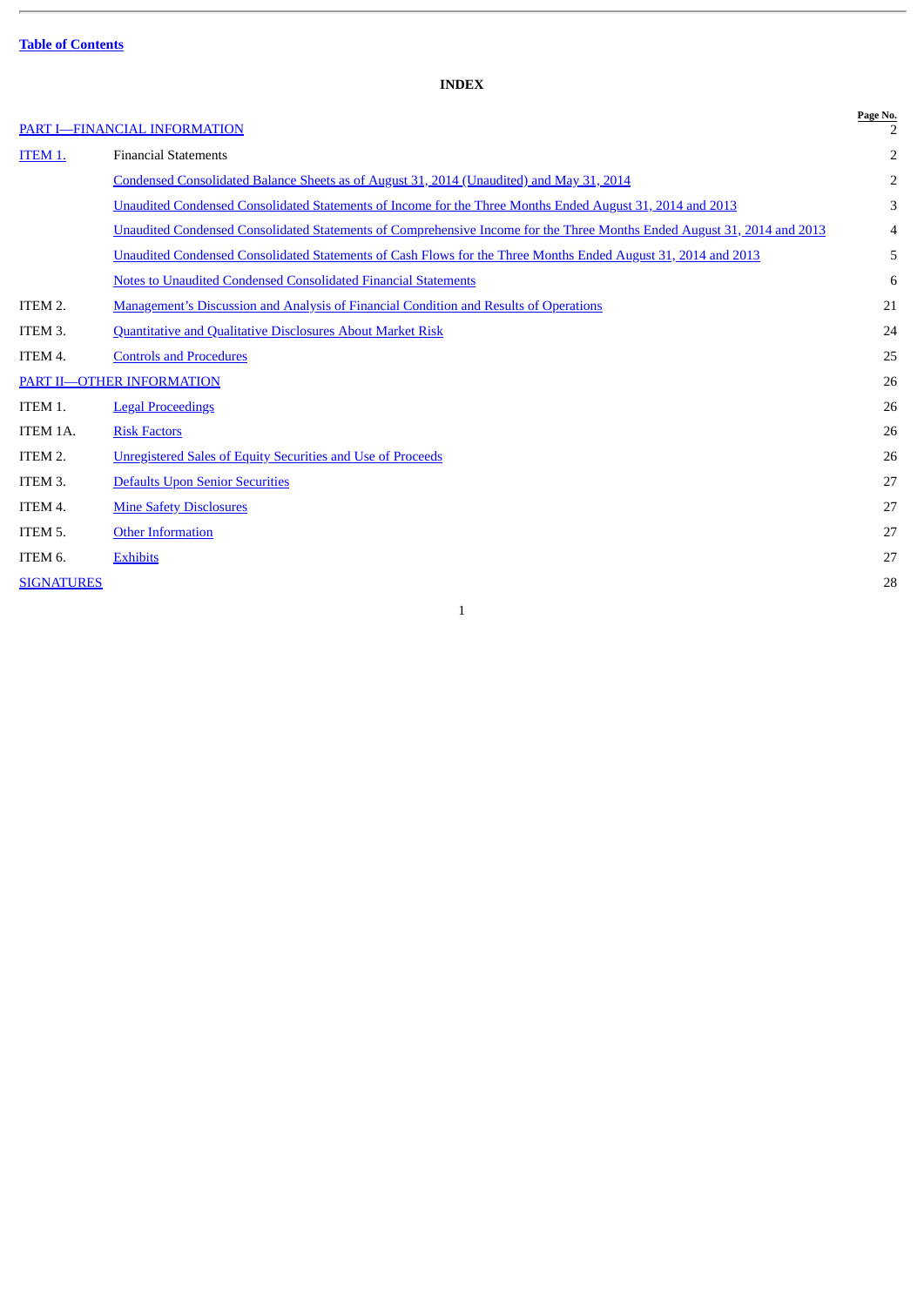Table of Contents

## INDEX

| | | Page No. |
|---|---|---|
| PART I—FINANCIAL INFORMATION | | 2 |
| ITEM 1. | Financial Statements | 2 |
| | Condensed Consolidated Balance Sheets as of August 31, 2014 (Unaudited) and May 31, 2014 | 2 |
| | Unaudited Condensed Consolidated Statements of Income for the Three Months Ended August 31, 2014 and 2013 | 3 |
| | Unaudited Condensed Consolidated Statements of Comprehensive Income for the Three Months Ended August 31, 2014 and 2013 | 4 |
| | Unaudited Condensed Consolidated Statements of Cash Flows for the Three Months Ended August 31, 2014 and 2013 | 5 |
| | Notes to Unaudited Condensed Consolidated Financial Statements | 6 |
| ITEM 2. | Management's Discussion and Analysis of Financial Condition and Results of Operations | 21 |
| ITEM 3. | Quantitative and Qualitative Disclosures About Market Risk | 24 |
| ITEM 4. | Controls and Procedures | 25 |
| PART II—OTHER INFORMATION | | 26 |
| ITEM 1. | Legal Proceedings | 26 |
| ITEM 1A. | Risk Factors | 26 |
| ITEM 2. | Unregistered Sales of Equity Securities and Use of Proceeds | 26 |
| ITEM 3. | Defaults Upon Senior Securities | 27 |
| ITEM 4. | Mine Safety Disclosures | 27 |
| ITEM 5. | Other Information | 27 |
| ITEM 6. | Exhibits | 27 |
| SIGNATURES | | 28 |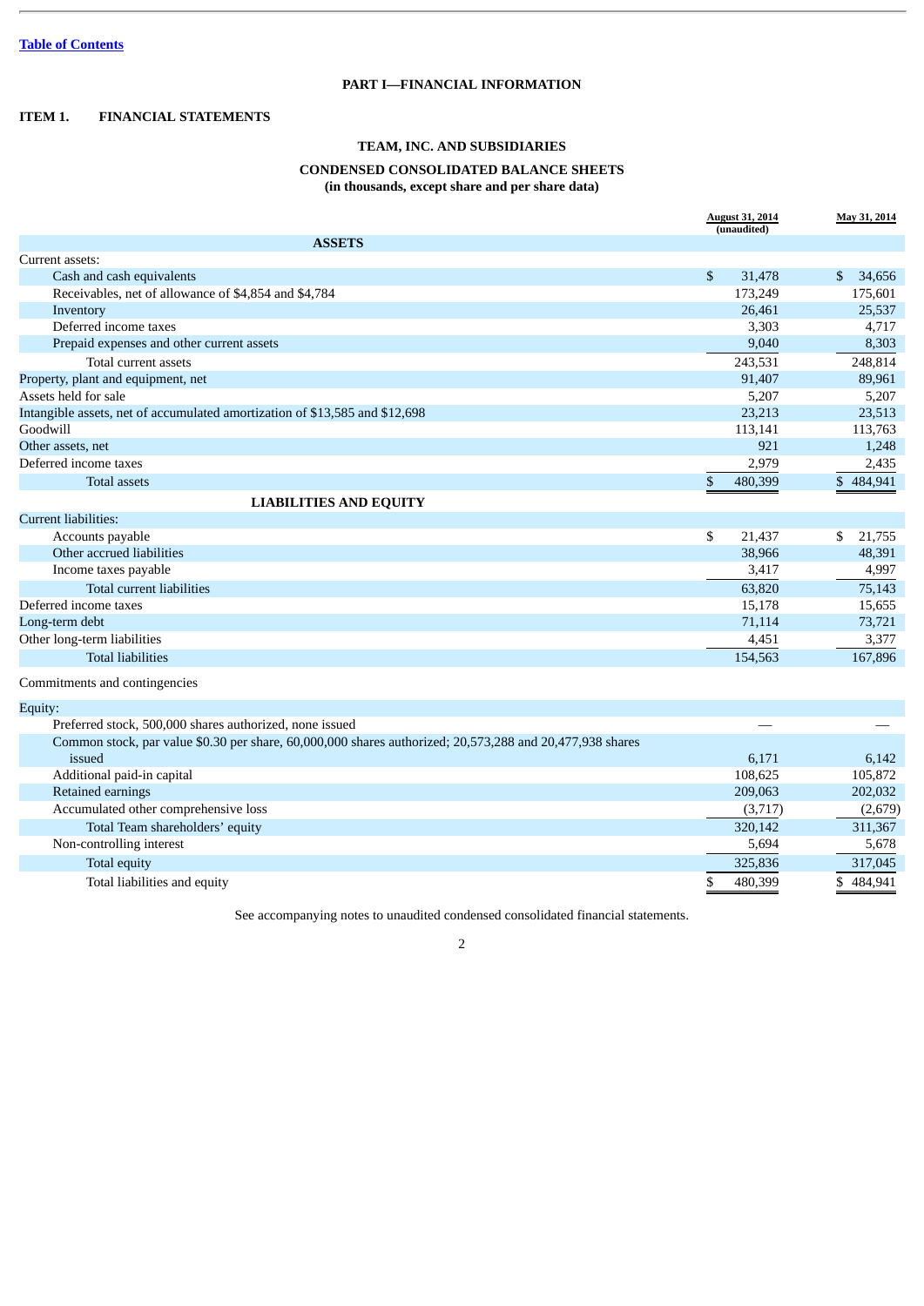[Table of Contents](#)

## PART I—FINANCIAL INFORMATION

### ITEM 1. FINANCIAL STATEMENTS

### TEAM, INC. AND SUBSIDIARIES

### CONDENSED CONSOLIDATED BALANCE SHEETS

**(in thousands, except share and per share data)**

| | August 31, 2014 (unaudited) | May 31, 2014 |
|---|---|---|
| **ASSETS** | | |
| Current assets: | | |
| Cash and cash equivalents | $ 31,478 | $ 34,656 |
| Receivables, net of allowance of $4,854 and $4,784 | 173,249 | 175,601 |
| Inventory | 26,461 | 25,537 |
| Deferred income taxes | 3,303 | 4,717 |
| Prepaid expenses and other current assets | 9,040 | 8,303 |
| Total current assets | 243,531 | 248,814 |
| Property, plant and equipment, net | 91,407 | 89,961 |
| Assets held for sale | 5,207 | 5,207 |
| Intangible assets, net of accumulated amortization of $13,585 and $12,698 | 23,213 | 23,513 |
| Goodwill | 113,141 | 113,763 |
| Other assets, net | 921 | 1,248 |
| Deferred income taxes | 2,979 | 2,435 |
| Total assets | $ 480,399 | $ 484,941 |
| **LIABILITIES AND EQUITY** | | |
| Current liabilities: | | |
| Accounts payable | $ 21,437 | $ 21,755 |
| Other accrued liabilities | 38,966 | 48,391 |
| Income taxes payable | 3,417 | 4,997 |
| Total current liabilities | 63,820 | 75,143 |
| Deferred income taxes | 15,178 | 15,655 |
| Long-term debt | 71,114 | 73,721 |
| Other long-term liabilities | 4,451 | 3,377 |
| Total liabilities | 154,563 | 167,896 |
| Commitments and contingencies | | |
| Equity: | | |
| Preferred stock, 500,000 shares authorized, none issued | — | — |
| Common stock, par value $0.30 per share, 60,000,000 shares authorized; 20,573,288 and 20,477,938 shares issued | 6,171 | 6,142 |
| Additional paid-in capital | 108,625 | 105,872 |
| Retained earnings | 209,063 | 202,032 |
| Accumulated other comprehensive loss | (3,717) | (2,679) |
| Total Team shareholders' equity | 320,142 | 311,367 |
| Non-controlling interest | 5,694 | 5,678 |
| Total equity | 325,836 | 317,045 |
| Total liabilities and equity | $ 480,399 | $ 484,941 |

See accompanying notes to unaudited condensed consolidated financial statements.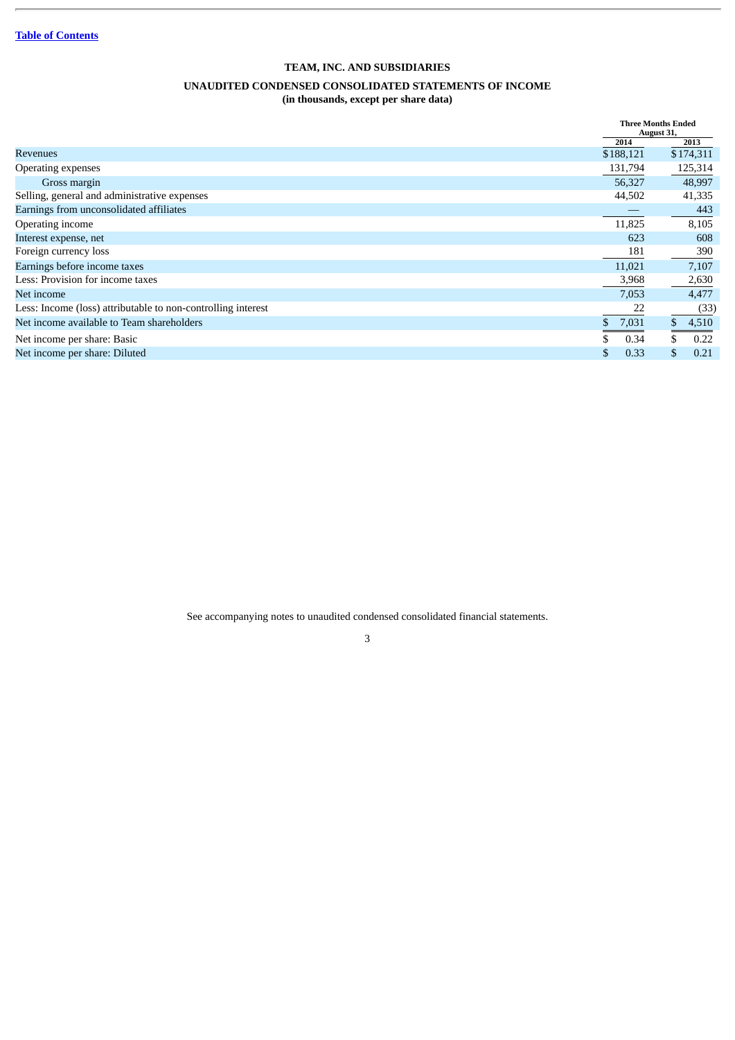[Table of Contents](#)

**TEAM, INC. AND SUBSIDIARIES**

**UNAUDITED CONDENSED CONSOLIDATED STATEMENTS OF INCOME**
**(in thousands, except per share data)**

| | Three Months Ended August 31, | |
|---|---|---|
| | 2014 | 2013 |
| Revenues | $188,121 | $174,311 |
| Operating expenses | 131,794 | 125,314 |
| Gross margin | 56,327 | 48,997 |
| Selling, general and administrative expenses | 44,502 | 41,335 |
| Earnings from unconsolidated affiliates | — | 443 |
| Operating income | 11,825 | 8,105 |
| Interest expense, net | 623 | 608 |
| Foreign currency loss | 181 | 390 |
| Earnings before income taxes | 11,021 | 7,107 |
| Less: Provision for income taxes | 3,968 | 2,630 |
| Net income | 7,053 | 4,477 |
| Less: Income (loss) attributable to non-controlling interest | 22 | (33) |
| Net income available to Team shareholders | $ 7,031 | $ 4,510 |
| Net income per share: Basic | $ 0.34 | $ 0.22 |
| Net income per share: Diluted | $ 0.33 | $ 0.21 |

See accompanying notes to unaudited condensed consolidated financial statements.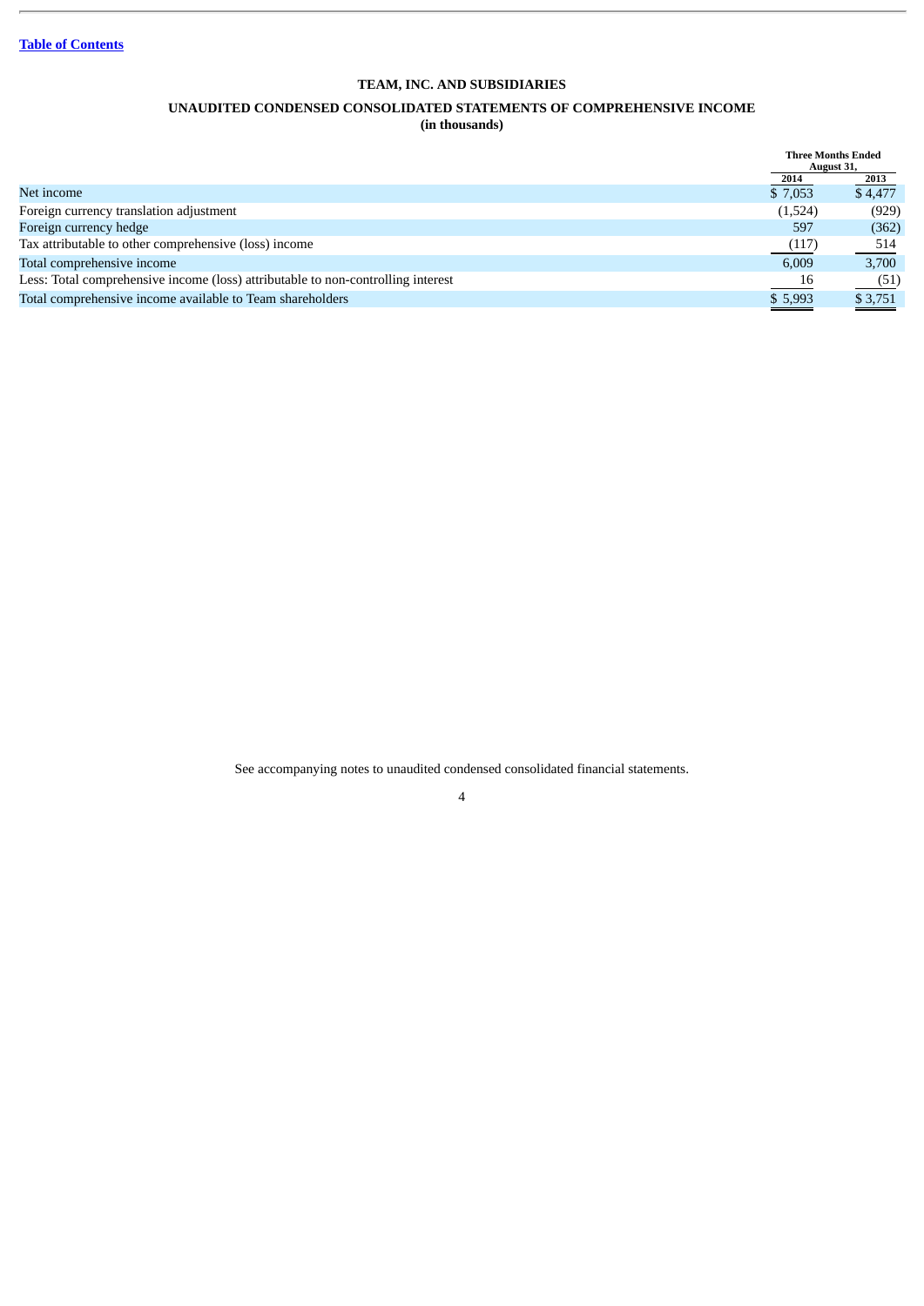[Table of Contents](#)

# TEAM, INC. AND SUBSIDIARIES

## UNAUDITED CONDENSED CONSOLIDATED STATEMENTS OF COMPREHENSIVE INCOME

**(in thousands)**

| | Three Months Ended August 31, | |
|---|---|---|
| | 2014 | 2013 |
| Net income | $ 7,053 | $ 4,477 |
| Foreign currency translation adjustment | (1,524) | (929) |
| Foreign currency hedge | 597 | (362) |
| Tax attributable to other comprehensive (loss) income | (117) | 514 |
| Total comprehensive income | 6,009 | 3,700 |
| Less: Total comprehensive income (loss) attributable to non-controlling interest | 16 | (51) |
| Total comprehensive income available to Team shareholders | $ 5,993 | $ 3,751 |

See accompanying notes to unaudited condensed consolidated financial statements.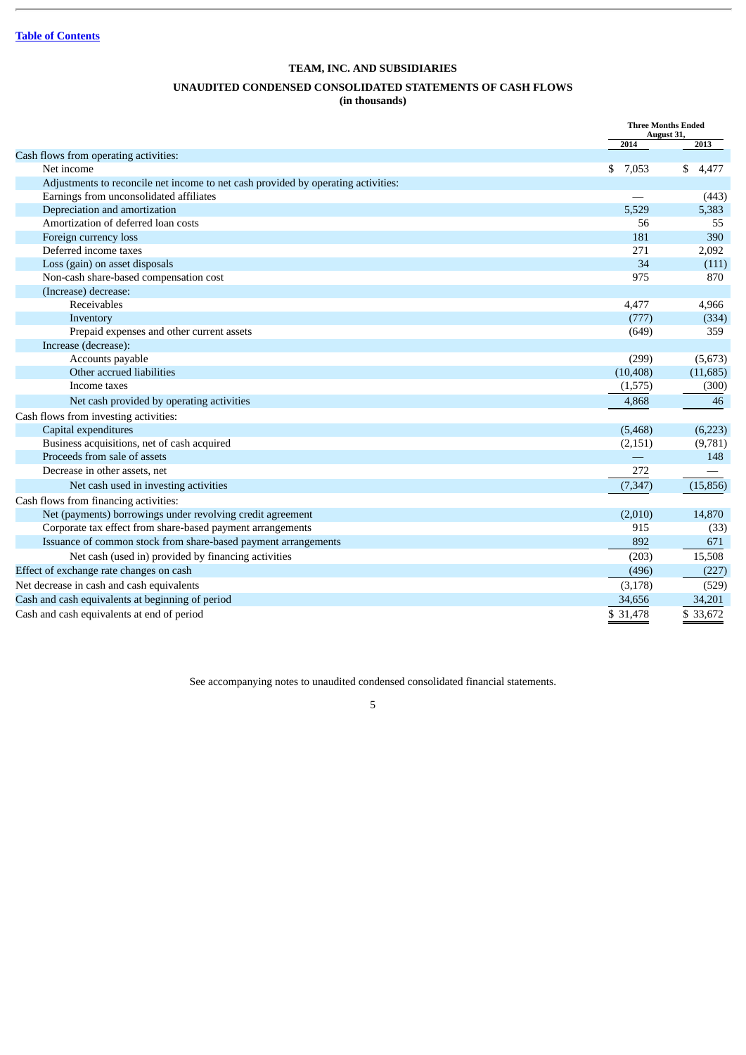[Table of Contents](#)

**TEAM, INC. AND SUBSIDIARIES**

**UNAUDITED CONDENSED CONSOLIDATED STATEMENTS OF CASH FLOWS**
**(in thousands)**

| | Three Months Ended August 31, | |
|---|---|---|
| | 2014 | 2013 |
| Cash flows from operating activities: | | |
| Net income | $ 7,053 | $ 4,477 |
| Adjustments to reconcile net income to net cash provided by operating activities: | | |
| Earnings from unconsolidated affiliates | — | (443) |
| Depreciation and amortization | 5,529 | 5,383 |
| Amortization of deferred loan costs | 56 | 55 |
| Foreign currency loss | 181 | 390 |
| Deferred income taxes | 271 | 2,092 |
| Loss (gain) on asset disposals | 34 | (111) |
| Non-cash share-based compensation cost | 975 | 870 |
| (Increase) decrease: | | |
| Receivables | 4,477 | 4,966 |
| Inventory | (777) | (334) |
| Prepaid expenses and other current assets | (649) | 359 |
| Increase (decrease): | | |
| Accounts payable | (299) | (5,673) |
| Other accrued liabilities | (10,408) | (11,685) |
| Income taxes | (1,575) | (300) |
| Net cash provided by operating activities | 4,868 | 46 |
| Cash flows from investing activities: | | |
| Capital expenditures | (5,468) | (6,223) |
| Business acquisitions, net of cash acquired | (2,151) | (9,781) |
| Proceeds from sale of assets | — | 148 |
| Decrease in other assets, net | 272 | — |
| Net cash used in investing activities | (7,347) | (15,856) |
| Cash flows from financing activities: | | |
| Net (payments) borrowings under revolving credit agreement | (2,010) | 14,870 |
| Corporate tax effect from share-based payment arrangements | 915 | (33) |
| Issuance of common stock from share-based payment arrangements | 892 | 671 |
| Net cash (used in) provided by financing activities | (203) | 15,508 |
| Effect of exchange rate changes on cash | (496) | (227) |
| Net decrease in cash and cash equivalents | (3,178) | (529) |
| Cash and cash equivalents at beginning of period | 34,656 | 34,201 |
| Cash and cash equivalents at end of period | $ 31,478 | $ 33,672 |

See accompanying notes to unaudited condensed consolidated financial statements.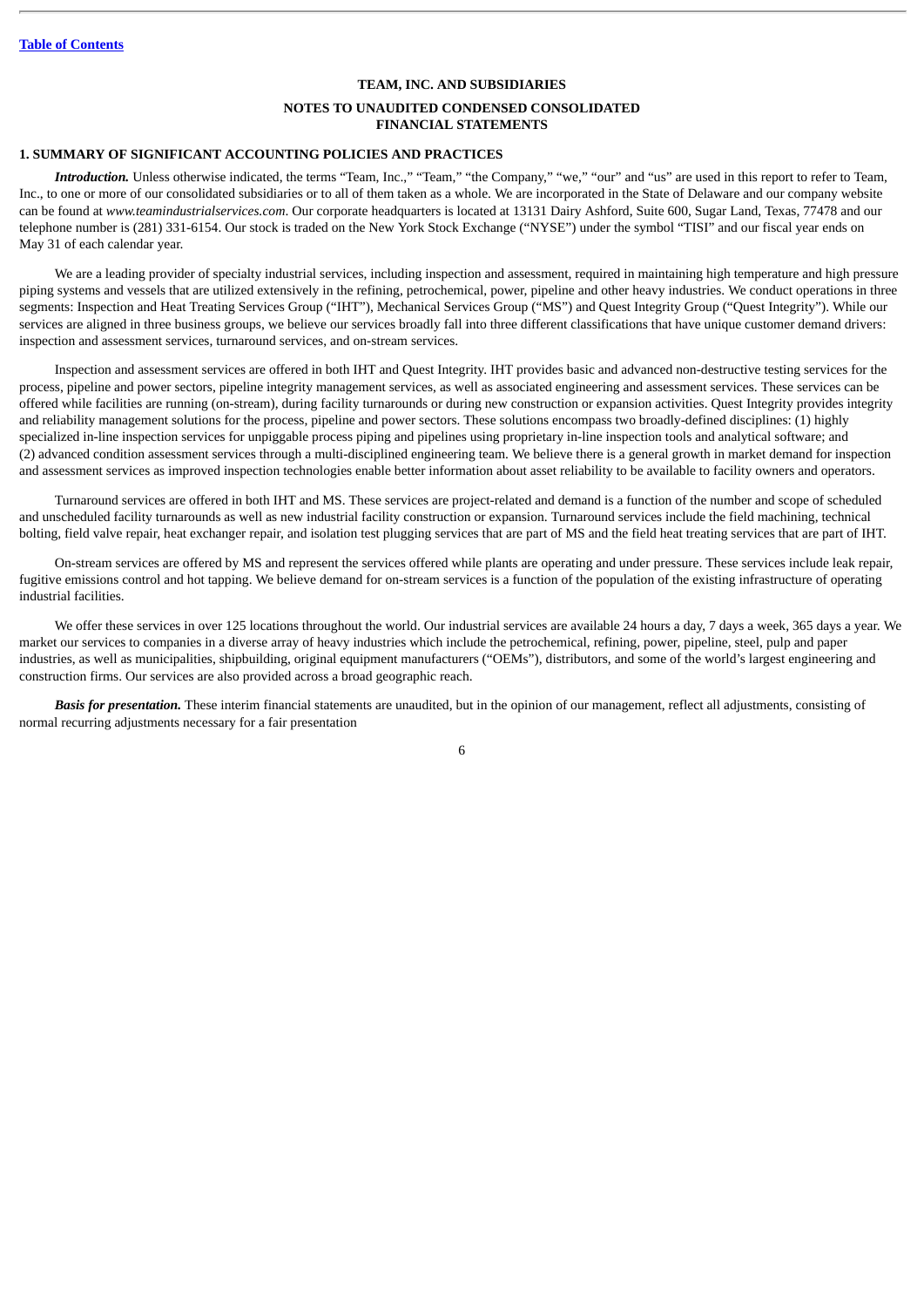# TEAM, INC. AND SUBSIDIARIES

## NOTES TO UNAUDITED CONDENSED CONSOLIDATED FINANCIAL STATEMENTS

### 1. SUMMARY OF SIGNIFICANT ACCOUNTING POLICIES AND PRACTICES

***Introduction.*** Unless otherwise indicated, the terms "Team, Inc.," "Team," "the Company," "we," "our" and "us" are used in this report to refer to Team, Inc., to one or more of our consolidated subsidiaries or to all of them taken as a whole. We are incorporated in the State of Delaware and our company website can be found at *www.teamindustrialservices.com*. Our corporate headquarters is located at 13131 Dairy Ashford, Suite 600, Sugar Land, Texas, 77478 and our telephone number is (281) 331-6154. Our stock is traded on the New York Stock Exchange ("NYSE") under the symbol "TISI" and our fiscal year ends on May 31 of each calendar year.

We are a leading provider of specialty industrial services, including inspection and assessment, required in maintaining high temperature and high pressure piping systems and vessels that are utilized extensively in the refining, petrochemical, power, pipeline and other heavy industries. We conduct operations in three segments: Inspection and Heat Treating Services Group ("IHT"), Mechanical Services Group ("MS") and Quest Integrity Group ("Quest Integrity"). While our services are aligned in three business groups, we believe our services broadly fall into three different classifications that have unique customer demand drivers: inspection and assessment services, turnaround services, and on-stream services.

Inspection and assessment services are offered in both IHT and Quest Integrity. IHT provides basic and advanced non-destructive testing services for the process, pipeline and power sectors, pipeline integrity management services, as well as associated engineering and assessment services. These services can be offered while facilities are running (on-stream), during facility turnarounds or during new construction or expansion activities. Quest Integrity provides integrity and reliability management solutions for the process, pipeline and power sectors. These solutions encompass two broadly-defined disciplines: (1) highly specialized in-line inspection services for unpiggable process piping and pipelines using proprietary in-line inspection tools and analytical software; and (2) advanced condition assessment services through a multi-disciplined engineering team. We believe there is a general growth in market demand for inspection and assessment services as improved inspection technologies enable better information about asset reliability to be available to facility owners and operators.

Turnaround services are offered in both IHT and MS. These services are project-related and demand is a function of the number and scope of scheduled and unscheduled facility turnarounds as well as new industrial facility construction or expansion. Turnaround services include the field machining, technical bolting, field valve repair, heat exchanger repair, and isolation test plugging services that are part of MS and the field heat treating services that are part of IHT.

On-stream services are offered by MS and represent the services offered while plants are operating and under pressure. These services include leak repair, fugitive emissions control and hot tapping. We believe demand for on-stream services is a function of the population of the existing infrastructure of operating industrial facilities.

We offer these services in over 125 locations throughout the world. Our industrial services are available 24 hours a day, 7 days a week, 365 days a year. We market our services to companies in a diverse array of heavy industries which include the petrochemical, refining, power, pipeline, steel, pulp and paper industries, as well as municipalities, shipbuilding, original equipment manufacturers ("OEMs"), distributors, and some of the world's largest engineering and construction firms. Our services are also provided across a broad geographic reach.

***Basis for presentation.*** These interim financial statements are unaudited, but in the opinion of our management, reflect all adjustments, consisting of normal recurring adjustments necessary for a fair presentation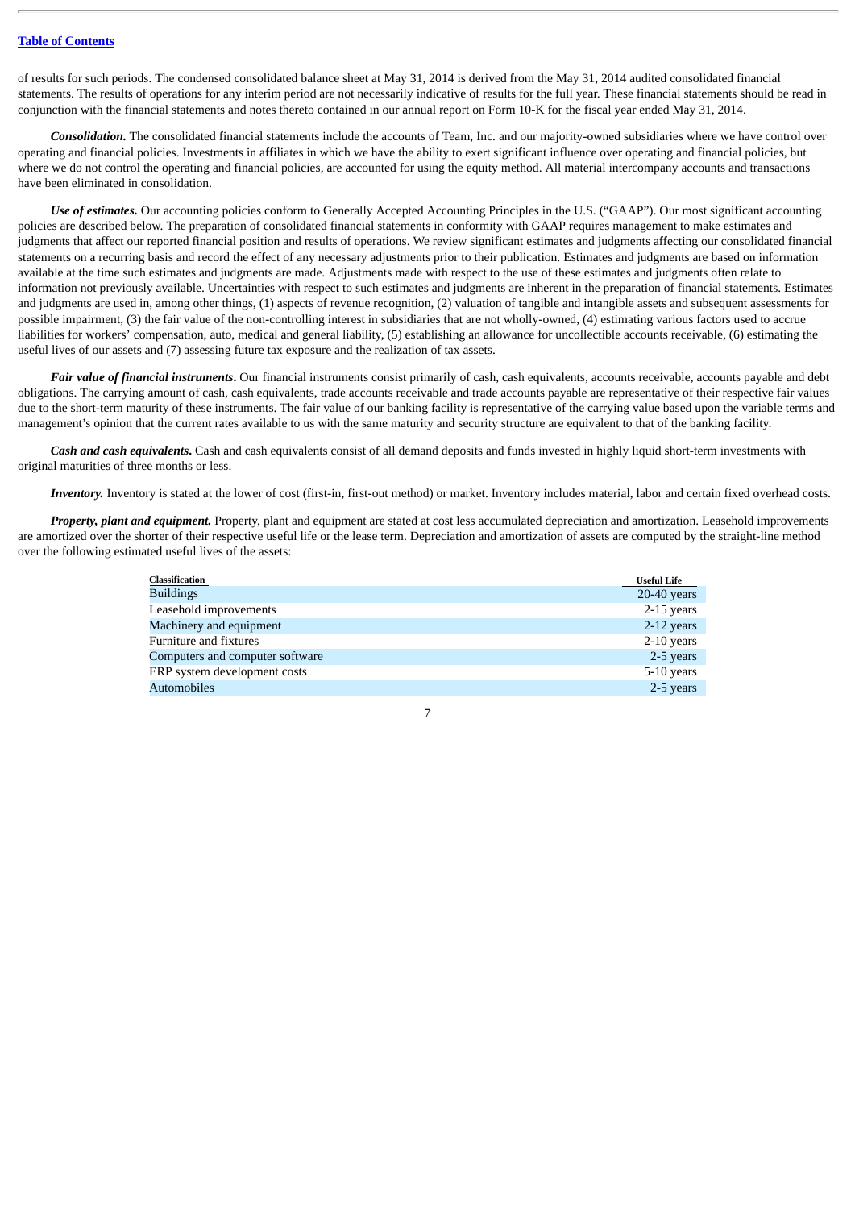of results for such periods. The condensed consolidated balance sheet at May 31, 2014 is derived from the May 31, 2014 audited consolidated financial statements. The results of operations for any interim period are not necessarily indicative of results for the full year. These financial statements should be read in conjunction with the financial statements and notes thereto contained in our annual report on Form 10-K for the fiscal year ended May 31, 2014.

***Consolidation.*** The consolidated financial statements include the accounts of Team, Inc. and our majority-owned subsidiaries where we have control over operating and financial policies. Investments in affiliates in which we have the ability to exert significant influence over operating and financial policies, but where we do not control the operating and financial policies, are accounted for using the equity method. All material intercompany accounts and transactions have been eliminated in consolidation.

***Use of estimates.*** Our accounting policies conform to Generally Accepted Accounting Principles in the U.S. ("GAAP"). Our most significant accounting policies are described below. The preparation of consolidated financial statements in conformity with GAAP requires management to make estimates and judgments that affect our reported financial position and results of operations. We review significant estimates and judgments affecting our consolidated financial statements on a recurring basis and record the effect of any necessary adjustments prior to their publication. Estimates and judgments are based on information available at the time such estimates and judgments are made. Adjustments made with respect to the use of these estimates and judgments often relate to information not previously available. Uncertainties with respect to such estimates and judgments are inherent in the preparation of financial statements. Estimates and judgments are used in, among other things, (1) aspects of revenue recognition, (2) valuation of tangible and intangible assets and subsequent assessments for possible impairment, (3) the fair value of the non-controlling interest in subsidiaries that are not wholly-owned, (4) estimating various factors used to accrue liabilities for workers' compensation, auto, medical and general liability, (5) establishing an allowance for uncollectible accounts receivable, (6) estimating the useful lives of our assets and (7) assessing future tax exposure and the realization of tax assets.

***Fair value of financial instruments.*** Our financial instruments consist primarily of cash, cash equivalents, accounts receivable, accounts payable and debt obligations. The carrying amount of cash, cash equivalents, trade accounts receivable and trade accounts payable are representative of their respective fair values due to the short-term maturity of these instruments. The fair value of our banking facility is representative of the carrying value based upon the variable terms and management's opinion that the current rates available to us with the same maturity and security structure are equivalent to that of the banking facility.

***Cash and cash equivalents.*** Cash and cash equivalents consist of all demand deposits and funds invested in highly liquid short-term investments with original maturities of three months or less.

***Inventory.*** Inventory is stated at the lower of cost (first-in, first-out method) or market. Inventory includes material, labor and certain fixed overhead costs.

***Property, plant and equipment.*** Property, plant and equipment are stated at cost less accumulated depreciation and amortization. Leasehold improvements are amortized over the shorter of their respective useful life or the lease term. Depreciation and amortization of assets are computed by the straight-line method over the following estimated useful lives of the assets:

| Classification | Useful Life |
|---|---|
| Buildings | 20-40 years |
| Leasehold improvements | 2-15 years |
| Machinery and equipment | 2-12 years |
| Furniture and fixtures | 2-10 years |
| Computers and computer software | 2-5 years |
| ERP system development costs | 5-10 years |
| Automobiles | 2-5 years |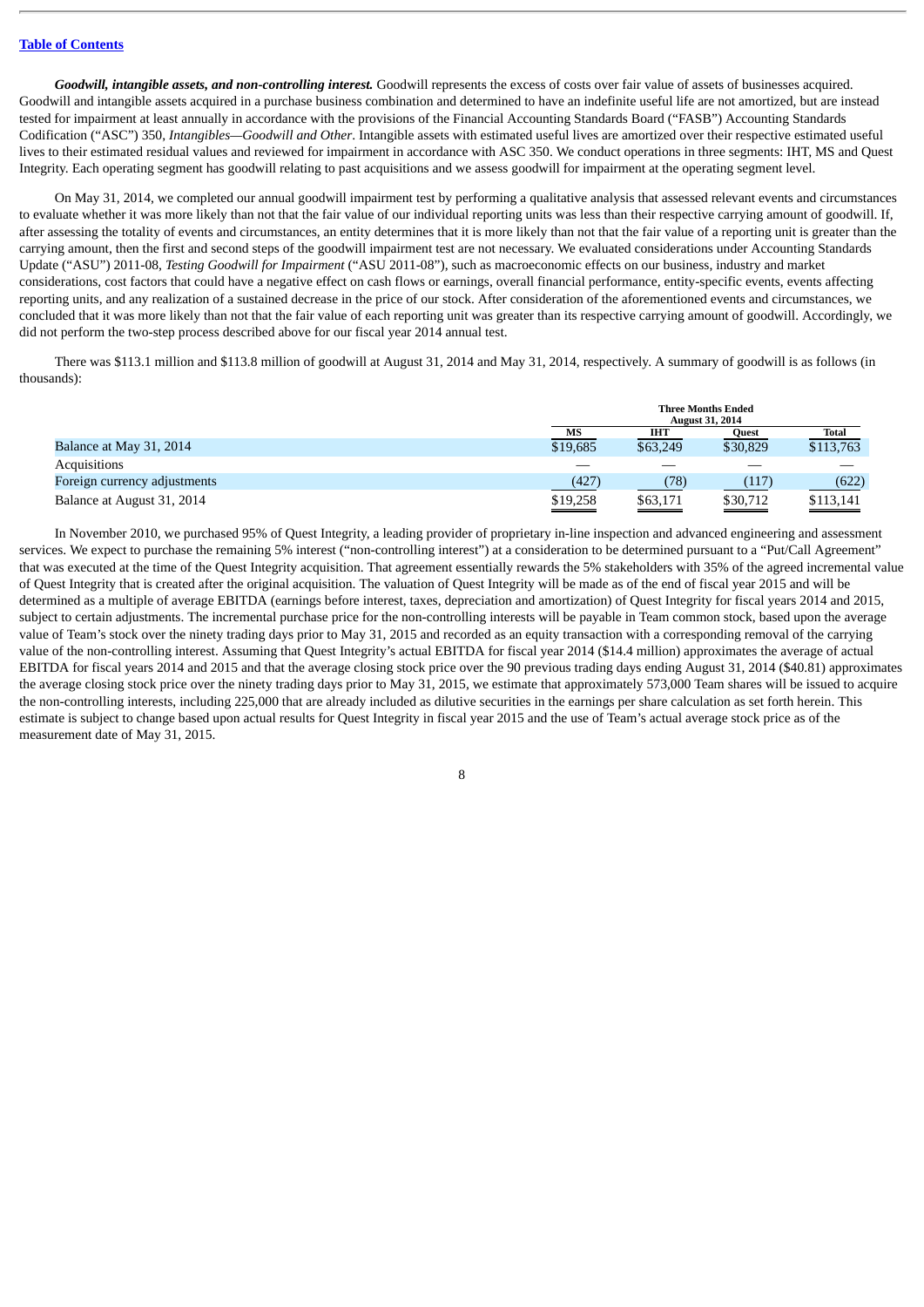***Goodwill, intangible assets, and non-controlling interest.*** Goodwill represents the excess of costs over fair value of assets of businesses acquired. Goodwill and intangible assets acquired in a purchase business combination and determined to have an indefinite useful life are not amortized, but are instead tested for impairment at least annually in accordance with the provisions of the Financial Accounting Standards Board ("FASB") Accounting Standards Codification ("ASC") 350, *Intangibles—Goodwill and Other*. Intangible assets with estimated useful lives are amortized over their respective estimated useful lives to their estimated residual values and reviewed for impairment in accordance with ASC 350. We conduct operations in three segments: IHT, MS and Quest Integrity. Each operating segment has goodwill relating to past acquisitions and we assess goodwill for impairment at the operating segment level.

On May 31, 2014, we completed our annual goodwill impairment test by performing a qualitative analysis that assessed relevant events and circumstances to evaluate whether it was more likely than not that the fair value of our individual reporting units was less than their respective carrying amount of goodwill. If, after assessing the totality of events and circumstances, an entity determines that it is more likely than not that the fair value of a reporting unit is greater than the carrying amount, then the first and second steps of the goodwill impairment test are not necessary. We evaluated considerations under Accounting Standards Update ("ASU") 2011-08, *Testing Goodwill for Impairment* ("ASU 2011-08"), such as macroeconomic effects on our business, industry and market considerations, cost factors that could have a negative effect on cash flows or earnings, overall financial performance, entity-specific events, events affecting reporting units, and any realization of a sustained decrease in the price of our stock. After consideration of the aforementioned events and circumstances, we concluded that it was more likely than not that the fair value of each reporting unit was greater than its respective carrying amount of goodwill. Accordingly, we did not perform the two-step process described above for our fiscal year 2014 annual test.

There was $113.1 million and $113.8 million of goodwill at August 31, 2014 and May 31, 2014, respectively. A summary of goodwill is as follows (in thousands):

| | Three Months Ended August 31, 2014 | | | |
|---|---|---|---|---|
| | MS | IHT | Quest | Total |
| Balance at May 31, 2014 | $19,685 | $63,249 | $30,829 | $113,763 |
| Acquisitions | — | — | — | — |
| Foreign currency adjustments | (427) | (78) | (117) | (622) |
| Balance at August 31, 2014 | $19,258 | $63,171 | $30,712 | $113,141 |

In November 2010, we purchased 95% of Quest Integrity, a leading provider of proprietary in-line inspection and advanced engineering and assessment services. We expect to purchase the remaining 5% interest ("non-controlling interest") at a consideration to be determined pursuant to a "Put/Call Agreement" that was executed at the time of the Quest Integrity acquisition. That agreement essentially rewards the 5% stakeholders with 35% of the agreed incremental value of Quest Integrity that is created after the original acquisition. The valuation of Quest Integrity will be made as of the end of fiscal year 2015 and will be determined as a multiple of average EBITDA (earnings before interest, taxes, depreciation and amortization) of Quest Integrity for fiscal years 2014 and 2015, subject to certain adjustments. The incremental purchase price for the non-controlling interests will be payable in Team common stock, based upon the average value of Team's stock over the ninety trading days prior to May 31, 2015 and recorded as an equity transaction with a corresponding removal of the carrying value of the non-controlling interest. Assuming that Quest Integrity's actual EBITDA for fiscal year 2014 ($14.4 million) approximates the average of actual EBITDA for fiscal years 2014 and 2015 and that the average closing stock price over the 90 previous trading days ending August 31, 2014 ($40.81) approximates the average closing stock price over the ninety trading days prior to May 31, 2015, we estimate that approximately 573,000 Team shares will be issued to acquire the non-controlling interests, including 225,000 that are already included as dilutive securities in the earnings per share calculation as set forth herein. This estimate is subject to change based upon actual results for Quest Integrity in fiscal year 2015 and the use of Team's actual average stock price as of the measurement date of May 31, 2015.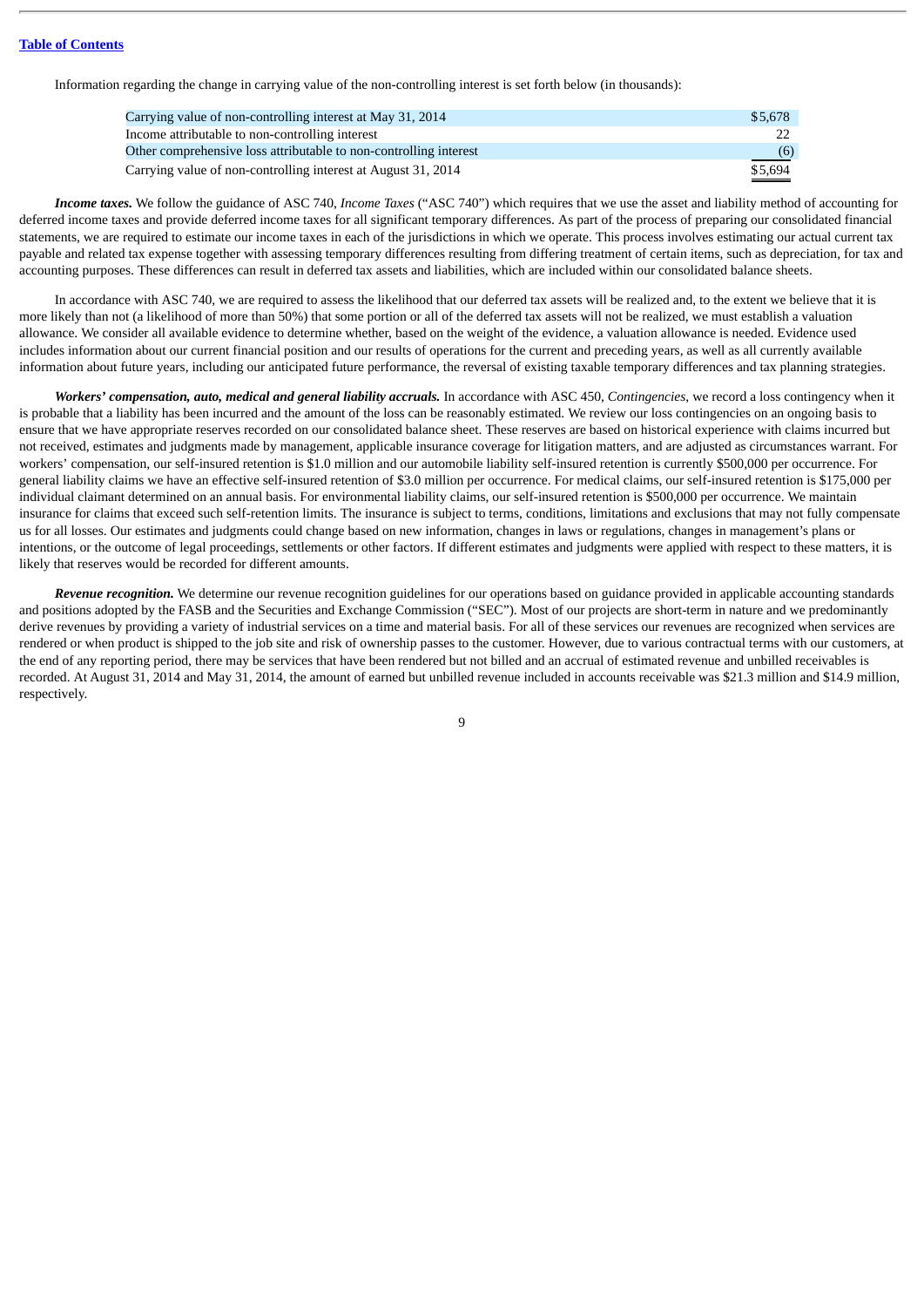Information regarding the change in carrying value of the non-controlling interest is set forth below (in thousands):

| | |
|---|---|
| Carrying value of non-controlling interest at May 31, 2014 | $5,678 |
| Income attributable to non-controlling interest | 22 |
| Other comprehensive loss attributable to non-controlling interest | (6) |
| Carrying value of non-controlling interest at August 31, 2014 | $5,694 |

***Income taxes.*** We follow the guidance of ASC 740, *Income Taxes* ("ASC 740") which requires that we use the asset and liability method of accounting for deferred income taxes and provide deferred income taxes for all significant temporary differences. As part of the process of preparing our consolidated financial statements, we are required to estimate our income taxes in each of the jurisdictions in which we operate. This process involves estimating our actual current tax payable and related tax expense together with assessing temporary differences resulting from differing treatment of certain items, such as depreciation, for tax and accounting purposes. These differences can result in deferred tax assets and liabilities, which are included within our consolidated balance sheets.

In accordance with ASC 740, we are required to assess the likelihood that our deferred tax assets will be realized and, to the extent we believe that it is more likely than not (a likelihood of more than 50%) that some portion or all of the deferred tax assets will not be realized, we must establish a valuation allowance. We consider all available evidence to determine whether, based on the weight of the evidence, a valuation allowance is needed. Evidence used includes information about our current financial position and our results of operations for the current and preceding years, as well as all currently available information about future years, including our anticipated future performance, the reversal of existing taxable temporary differences and tax planning strategies.

***Workers' compensation, auto, medical and general liability accruals.*** In accordance with ASC 450, *Contingencies*, we record a loss contingency when it is probable that a liability has been incurred and the amount of the loss can be reasonably estimated. We review our loss contingencies on an ongoing basis to ensure that we have appropriate reserves recorded on our consolidated balance sheet. These reserves are based on historical experience with claims incurred but not received, estimates and judgments made by management, applicable insurance coverage for litigation matters, and are adjusted as circumstances warrant. For workers' compensation, our self-insured retention is $1.0 million and our automobile liability self-insured retention is currently $500,000 per occurrence. For general liability claims we have an effective self-insured retention of $3.0 million per occurrence. For medical claims, our self-insured retention is $175,000 per individual claimant determined on an annual basis. For environmental liability claims, our self-insured retention is $500,000 per occurrence. We maintain insurance for claims that exceed such self-retention limits. The insurance is subject to terms, conditions, limitations and exclusions that may not fully compensate us for all losses. Our estimates and judgments could change based on new information, changes in laws or regulations, changes in management's plans or intentions, or the outcome of legal proceedings, settlements or other factors. If different estimates and judgments were applied with respect to these matters, it is likely that reserves would be recorded for different amounts.

***Revenue recognition.*** We determine our revenue recognition guidelines for our operations based on guidance provided in applicable accounting standards and positions adopted by the FASB and the Securities and Exchange Commission ("SEC"). Most of our projects are short-term in nature and we predominantly derive revenues by providing a variety of industrial services on a time and material basis. For all of these services our revenues are recognized when services are rendered or when product is shipped to the job site and risk of ownership passes to the customer. However, due to various contractual terms with our customers, at the end of any reporting period, there may be services that have been rendered but not billed and an accrual of estimated revenue and unbilled receivables is recorded. At August 31, 2014 and May 31, 2014, the amount of earned but unbilled revenue included in accounts receivable was $21.3 million and $14.9 million, respectively.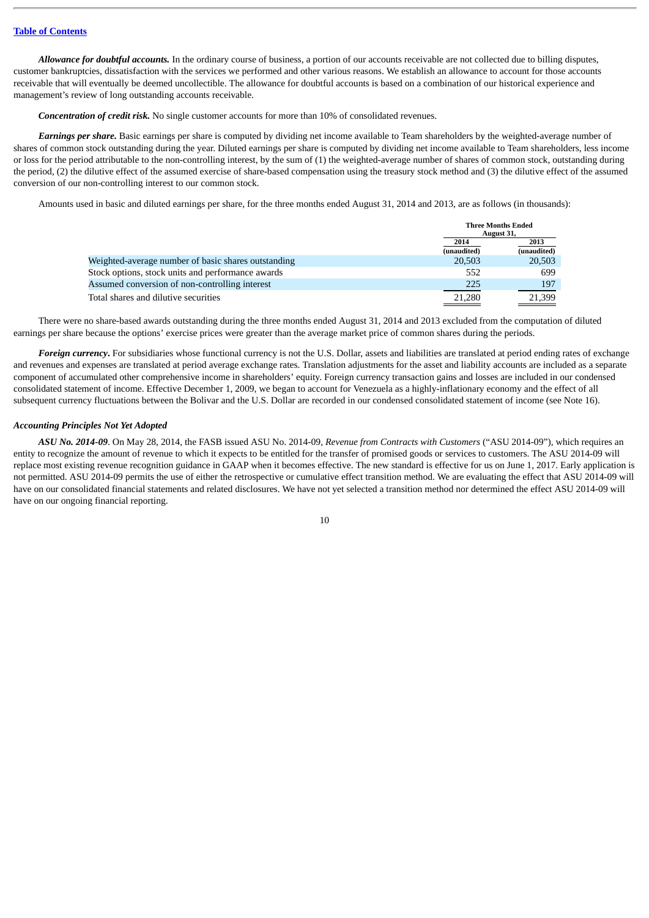***Allowance for doubtful accounts.*** In the ordinary course of business, a portion of our accounts receivable are not collected due to billing disputes, customer bankruptcies, dissatisfaction with the services we performed and other various reasons. We establish an allowance to account for those accounts receivable that will eventually be deemed uncollectible. The allowance for doubtful accounts is based on a combination of our historical experience and management's review of long outstanding accounts receivable.

***Concentration of credit risk.*** No single customer accounts for more than 10% of consolidated revenues.

***Earnings per share.*** Basic earnings per share is computed by dividing net income available to Team shareholders by the weighted-average number of shares of common stock outstanding during the year. Diluted earnings per share is computed by dividing net income available to Team shareholders, less income or loss for the period attributable to the non-controlling interest, by the sum of (1) the weighted-average number of shares of common stock, outstanding during the period, (2) the dilutive effect of the assumed exercise of share-based compensation using the treasury stock method and (3) the dilutive effect of the assumed conversion of our non-controlling interest to our common stock.

Amounts used in basic and diluted earnings per share, for the three months ended August 31, 2014 and 2013, are as follows (in thousands):

| | Three Months Ended August 31, | |
|---|---|---|
| | 2014 (unaudited) | 2013 (unaudited) |
| Weighted-average number of basic shares outstanding | 20,503 | 20,503 |
| Stock options, stock units and performance awards | 552 | 699 |
| Assumed conversion of non-controlling interest | 225 | 197 |
| Total shares and dilutive securities | 21,280 | 21,399 |

There were no share-based awards outstanding during the three months ended August 31, 2014 and 2013 excluded from the computation of diluted earnings per share because the options' exercise prices were greater than the average market price of common shares during the periods.

***Foreign currency*.** For subsidiaries whose functional currency is not the U.S. Dollar, assets and liabilities are translated at period ending rates of exchange and revenues and expenses are translated at period average exchange rates. Translation adjustments for the asset and liability accounts are included as a separate component of accumulated other comprehensive income in shareholders' equity. Foreign currency transaction gains and losses are included in our condensed consolidated statement of income. Effective December 1, 2009, we began to account for Venezuela as a highly-inflationary economy and the effect of all subsequent currency fluctuations between the Bolivar and the U.S. Dollar are recorded in our condensed consolidated statement of income (see Note 16).

***Accounting Principles Not Yet Adopted***

***ASU No. 2014-09***. On May 28, 2014, the FASB issued ASU No. 2014-09, *Revenue from Contracts with Customers* ("ASU 2014-09"), which requires an entity to recognize the amount of revenue to which it expects to be entitled for the transfer of promised goods or services to customers. The ASU 2014-09 will replace most existing revenue recognition guidance in GAAP when it becomes effective. The new standard is effective for us on June 1, 2017. Early application is not permitted. ASU 2014-09 permits the use of either the retrospective or cumulative effect transition method. We are evaluating the effect that ASU 2014-09 will have on our consolidated financial statements and related disclosures. We have not yet selected a transition method nor determined the effect ASU 2014-09 will have on our ongoing financial reporting.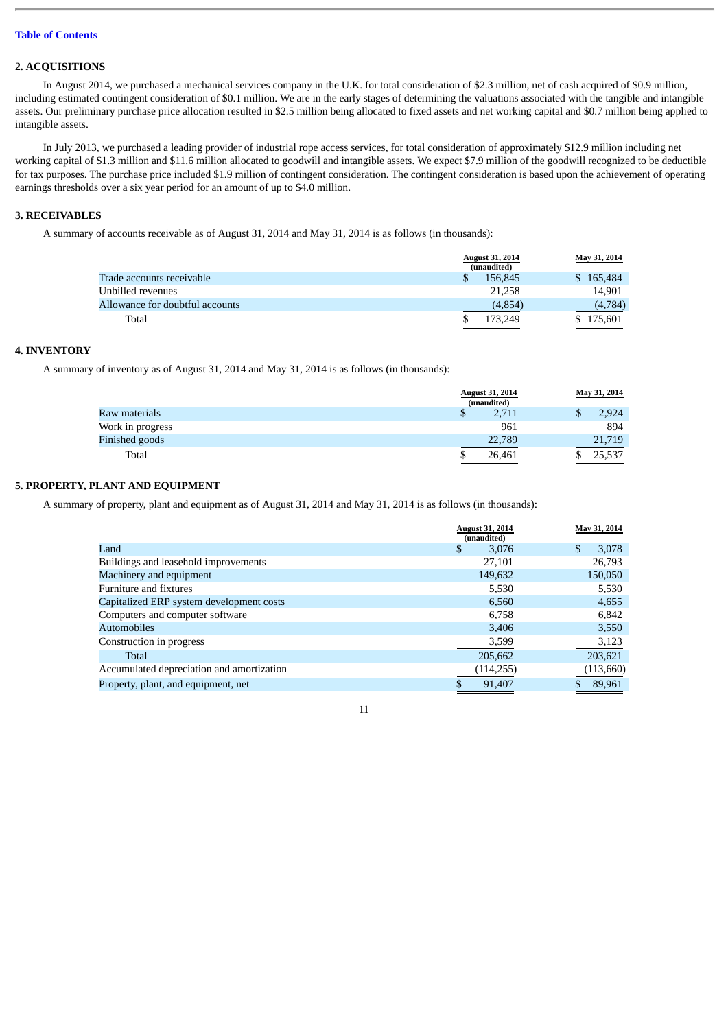## 2. ACQUISITIONS

In August 2014, we purchased a mechanical services company in the U.K. for total consideration of $2.3 million, net of cash acquired of $0.9 million, including estimated contingent consideration of $0.1 million. We are in the early stages of determining the valuations associated with the tangible and intangible assets. Our preliminary purchase price allocation resulted in $2.5 million being allocated to fixed assets and net working capital and $0.7 million being applied to intangible assets.

In July 2013, we purchased a leading provider of industrial rope access services, for total consideration of approximately $12.9 million including net working capital of $1.3 million and $11.6 million allocated to goodwill and intangible assets. We expect $7.9 million of the goodwill recognized to be deductible for tax purposes. The purchase price included $1.9 million of contingent consideration. The contingent consideration is based upon the achievement of operating earnings thresholds over a six year period for an amount of up to $4.0 million.

## 3. RECEIVABLES

A summary of accounts receivable as of August 31, 2014 and May 31, 2014 is as follows (in thousands):

| | August 31, 2014 (unaudited) | May 31, 2014 |
|---|---|---|
| Trade accounts receivable | $ 156,845 | $ 165,484 |
| Unbilled revenues | 21,258 | 14,901 |
| Allowance for doubtful accounts | (4,854) | (4,784) |
| Total | $ 173,249 | $ 175,601 |

## 4. INVENTORY

A summary of inventory as of August 31, 2014 and May 31, 2014 is as follows (in thousands):

| | August 31, 2014 (unaudited) | May 31, 2014 |
|---|---|---|
| Raw materials | $ 2,711 | $ 2,924 |
| Work in progress | 961 | 894 |
| Finished goods | 22,789 | 21,719 |
| Total | $ 26,461 | $ 25,537 |

## 5. PROPERTY, PLANT AND EQUIPMENT

A summary of property, plant and equipment as of August 31, 2014 and May 31, 2014 is as follows (in thousands):

| | August 31, 2014 (unaudited) | May 31, 2014 |
|---|---|---|
| Land | $ 3,076 | $ 3,078 |
| Buildings and leasehold improvements | 27,101 | 26,793 |
| Machinery and equipment | 149,632 | 150,050 |
| Furniture and fixtures | 5,530 | 5,530 |
| Capitalized ERP system development costs | 6,560 | 4,655 |
| Computers and computer software | 6,758 | 6,842 |
| Automobiles | 3,406 | 3,550 |
| Construction in progress | 3,599 | 3,123 |
| Total | 205,662 | 203,621 |
| Accumulated depreciation and amortization | (114,255) | (113,660) |
| Property, plant, and equipment, net | $ 91,407 | $ 89,961 |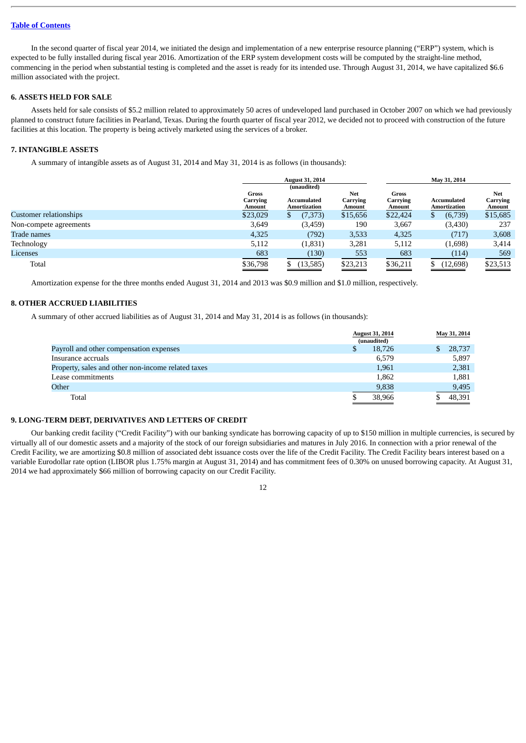In the second quarter of fiscal year 2014, we initiated the design and implementation of a new enterprise resource planning ("ERP") system, which is expected to be fully installed during fiscal year 2016. Amortization of the ERP system development costs will be computed by the straight-line method, commencing in the period when substantial testing is completed and the asset is ready for its intended use. Through August 31, 2014, we have capitalized $6.6 million associated with the project.

### 6. ASSETS HELD FOR SALE

Assets held for sale consists of $5.2 million related to approximately 50 acres of undeveloped land purchased in October 2007 on which we had previously planned to construct future facilities in Pearland, Texas. During the fourth quarter of fiscal year 2012, we decided not to proceed with construction of the future facilities at this location. The property is being actively marketed using the services of a broker.

### 7. INTANGIBLE ASSETS

A summary of intangible assets as of August 31, 2014 and May 31, 2014 is as follows (in thousands):

| | August 31, 2014 (unaudited) | | | May 31, 2014 | | |
|---|---|---|---|---|---|---|
| | Gross Carrying Amount | Accumulated Amortization | Net Carrying Amount | Gross Carrying Amount | Accumulated Amortization | Net Carrying Amount |
| Customer relationships | $23,029 | $ (7,373) | $15,656 | $22,424 | $ (6,739) | $15,685 |
| Non-compete agreements | 3,649 | (3,459) | 190 | 3,667 | (3,430) | 237 |
| Trade names | 4,325 | (792) | 3,533 | 4,325 | (717) | 3,608 |
| Technology | 5,112 | (1,831) | 3,281 | 5,112 | (1,698) | 3,414 |
| Licenses | 683 | (130) | 553 | 683 | (114) | 569 |
| Total | $36,798 | $ (13,585) | $23,213 | $36,211 | $ (12,698) | $23,513 |

Amortization expense for the three months ended August 31, 2014 and 2013 was $0.9 million and $1.0 million, respectively.

### 8. OTHER ACCRUED LIABILITIES

A summary of other accrued liabilities as of August 31, 2014 and May 31, 2014 is as follows (in thousands):

| | August 31, 2014 (unaudited) | May 31, 2014 |
|---|---|---|
| Payroll and other compensation expenses | $ 18,726 | $ 28,737 |
| Insurance accruals | 6,579 | 5,897 |
| Property, sales and other non-income related taxes | 1,961 | 2,381 |
| Lease commitments | 1,862 | 1,881 |
| Other | 9,838 | 9,495 |
| Total | $ 38,966 | $ 48,391 |

### 9. LONG-TERM DEBT, DERIVATIVES AND LETTERS OF CREDIT

Our banking credit facility ("Credit Facility") with our banking syndicate has borrowing capacity of up to $150 million in multiple currencies, is secured by virtually all of our domestic assets and a majority of the stock of our foreign subsidiaries and matures in July 2016. In connection with a prior renewal of the Credit Facility, we are amortizing $0.8 million of associated debt issuance costs over the life of the Credit Facility. The Credit Facility bears interest based on a variable Eurodollar rate option (LIBOR plus 1.75% margin at August 31, 2014) and has commitment fees of 0.30% on unused borrowing capacity. At August 31, 2014 we had approximately $66 million of borrowing capacity on our Credit Facility.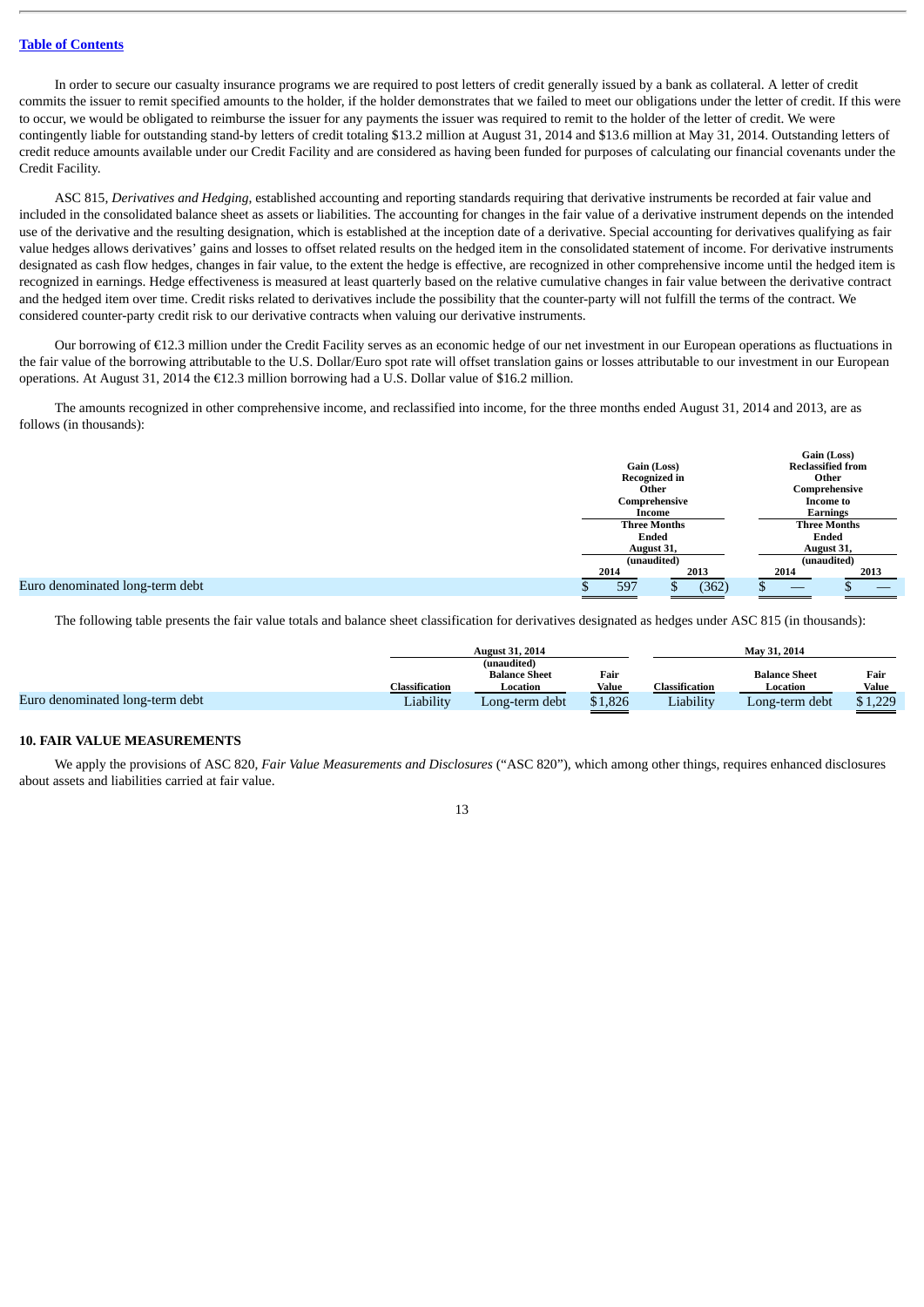In order to secure our casualty insurance programs we are required to post letters of credit generally issued by a bank as collateral. A letter of credit commits the issuer to remit specified amounts to the holder, if the holder demonstrates that we failed to meet our obligations under the letter of credit. If this were to occur, we would be obligated to reimburse the issuer for any payments the issuer was required to remit to the holder of the letter of credit. We were contingently liable for outstanding stand-by letters of credit totaling $13.2 million at August 31, 2014 and $13.6 million at May 31, 2014. Outstanding letters of credit reduce amounts available under our Credit Facility and are considered as having been funded for purposes of calculating our financial covenants under the Credit Facility.

ASC 815, *Derivatives and Hedging*, established accounting and reporting standards requiring that derivative instruments be recorded at fair value and included in the consolidated balance sheet as assets or liabilities. The accounting for changes in the fair value of a derivative instrument depends on the intended use of the derivative and the resulting designation, which is established at the inception date of a derivative. Special accounting for derivatives qualifying as fair value hedges allows derivatives' gains and losses to offset related results on the hedged item in the consolidated statement of income. For derivative instruments designated as cash flow hedges, changes in fair value, to the extent the hedge is effective, are recognized in other comprehensive income until the hedged item is recognized in earnings. Hedge effectiveness is measured at least quarterly based on the relative cumulative changes in fair value between the derivative contract and the hedged item over time. Credit risks related to derivatives include the possibility that the counter-party will not fulfill the terms of the contract. We considered counter-party credit risk to our derivative contracts when valuing our derivative instruments.

Our borrowing of €12.3 million under the Credit Facility serves as an economic hedge of our net investment in our European operations as fluctuations in the fair value of the borrowing attributable to the U.S. Dollar/Euro spot rate will offset translation gains or losses attributable to our investment in our European operations. At August 31, 2014 the €12.3 million borrowing had a U.S. Dollar value of $16.2 million.

The amounts recognized in other comprehensive income, and reclassified into income, for the three months ended August 31, 2014 and 2013, are as follows (in thousands):

| | Gain (Loss) Recognized in Other Comprehensive Income Three Months Ended August 31, (unaudited) | | Gain (Loss) Reclassified from Other Comprehensive Income to Earnings Three Months Ended August 31, (unaudited) | |
|---|---|---|---|---|
| | 2014 | 2013 | 2014 | 2013 |
| Euro denominated long-term debt | $ 597 | $ (362) | $ — | $ — |

The following table presents the fair value totals and balance sheet classification for derivatives designated as hedges under ASC 815 (in thousands):

| | August 31, 2014 (unaudited) | | | May 31, 2014 | | |
|---|---|---|---|---|---|---|
| | Classification | Balance Sheet Location | Fair Value | Classification | Balance Sheet Location | Fair Value |
| Euro denominated long-term debt | Liability | Long-term debt | $1,826 | Liability | Long-term debt | $ 1,229 |

## 10. FAIR VALUE MEASUREMENTS

We apply the provisions of ASC 820, *Fair Value Measurements and Disclosures* ("ASC 820"), which among other things, requires enhanced disclosures about assets and liabilities carried at fair value.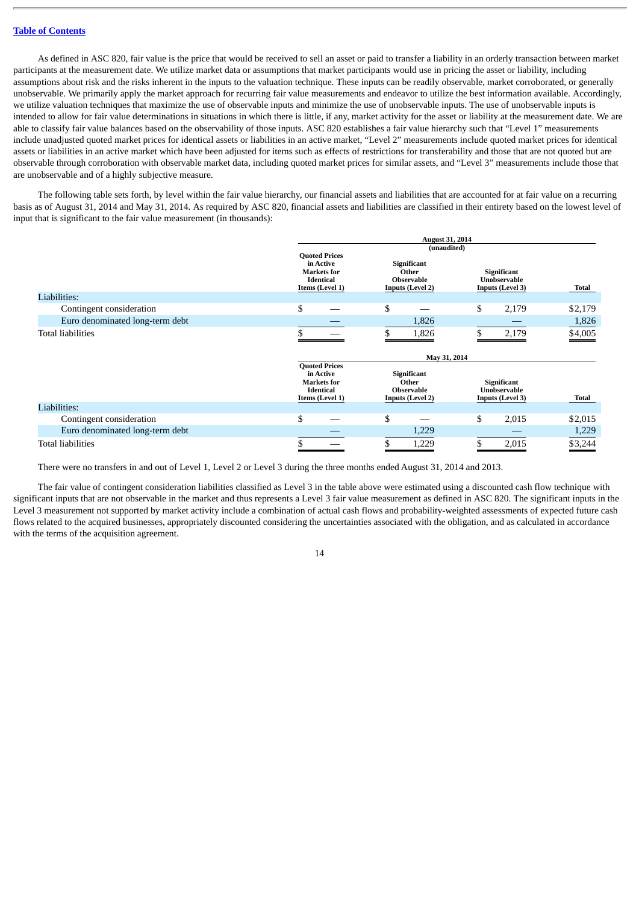As defined in ASC 820, fair value is the price that would be received to sell an asset or paid to transfer a liability in an orderly transaction between market participants at the measurement date. We utilize market data or assumptions that market participants would use in pricing the asset or liability, including assumptions about risk and the risks inherent in the inputs to the valuation technique. These inputs can be readily observable, market corroborated, or generally unobservable. We primarily apply the market approach for recurring fair value measurements and endeavor to utilize the best information available. Accordingly, we utilize valuation techniques that maximize the use of observable inputs and minimize the use of unobservable inputs. The use of unobservable inputs is intended to allow for fair value determinations in situations in which there is little, if any, market activity for the asset or liability at the measurement date. We are able to classify fair value balances based on the observability of those inputs. ASC 820 establishes a fair value hierarchy such that "Level 1" measurements include unadjusted quoted market prices for identical assets or liabilities in an active market, "Level 2" measurements include quoted market prices for identical assets or liabilities in an active market which have been adjusted for items such as effects of restrictions for transferability and those that are not quoted but are observable through corroboration with observable market data, including quoted market prices for similar assets, and "Level 3" measurements include those that are unobservable and of a highly subjective measure.

The following table sets forth, by level within the fair value hierarchy, our financial assets and liabilities that are accounted for at fair value on a recurring basis as of August 31, 2014 and May 31, 2014. As required by ASC 820, financial assets and liabilities are classified in their entirety based on the lowest level of input that is significant to the fair value measurement (in thousands):

| | August 31, 2014 (unaudited) | | | |
|---|---|---|---|---|
| | Quoted Prices in Active Markets for Identical Items (Level 1) | Significant Other Observable Inputs (Level 2) | Significant Unobservable Inputs (Level 3) | Total |
| Liabilities: | | | | |
| Contingent consideration | $ — | $ — | $ 2,179 | $2,179 |
| Euro denominated long-term debt | — | 1,826 | — | 1,826 |
| Total liabilities | $ — | $ 1,826 | $ 2,179 | $4,005 |

| | May 31, 2014 | | | |
|---|---|---|---|---|
| | Quoted Prices in Active Markets for Identical Items (Level 1) | Significant Other Observable Inputs (Level 2) | Significant Unobservable Inputs (Level 3) | Total |
| Liabilities: | | | | |
| Contingent consideration | $ — | $ — | $ 2,015 | $2,015 |
| Euro denominated long-term debt | — | 1,229 | — | 1,229 |
| Total liabilities | $ — | $ 1,229 | $ 2,015 | $3,244 |

There were no transfers in and out of Level 1, Level 2 or Level 3 during the three months ended August 31, 2014 and 2013.

The fair value of contingent consideration liabilities classified as Level 3 in the table above were estimated using a discounted cash flow technique with significant inputs that are not observable in the market and thus represents a Level 3 fair value measurement as defined in ASC 820. The significant inputs in the Level 3 measurement not supported by market activity include a combination of actual cash flows and probability-weighted assessments of expected future cash flows related to the acquired businesses, appropriately discounted considering the uncertainties associated with the obligation, and as calculated in accordance with the terms of the acquisition agreement.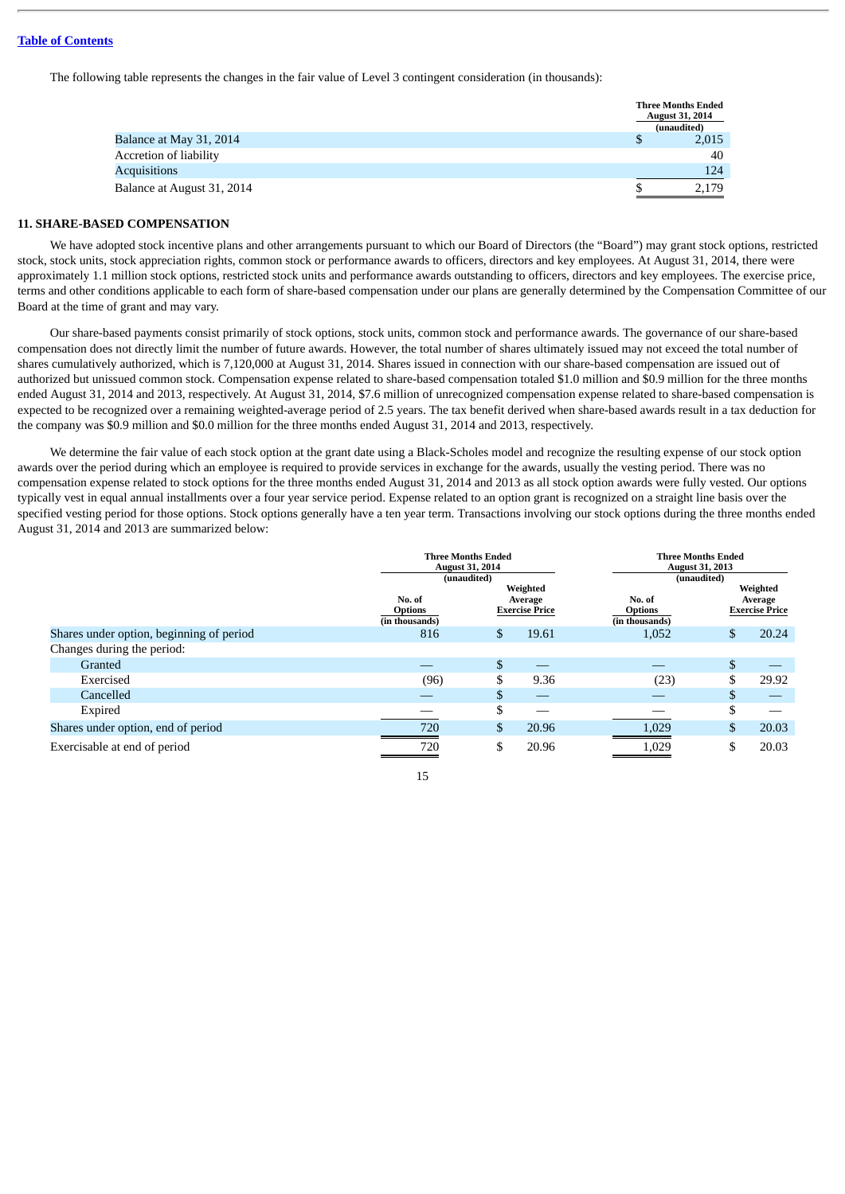[Table of Contents](#)

The following table represents the changes in the fair value of Level 3 contingent consideration (in thousands):

| | Three Months Ended August 31, 2014 (unaudited) |
|---|---|
| Balance at May 31, 2014 | $ 2,015 |
| Accretion of liability | 40 |
| Acquisitions | 124 |
| Balance at August 31, 2014 | $ 2,179 |

**11. SHARE-BASED COMPENSATION**

We have adopted stock incentive plans and other arrangements pursuant to which our Board of Directors (the "Board") may grant stock options, restricted stock, stock units, stock appreciation rights, common stock or performance awards to officers, directors and key employees. At August 31, 2014, there were approximately 1.1 million stock options, restricted stock units and performance awards outstanding to officers, directors and key employees. The exercise price, terms and other conditions applicable to each form of share-based compensation under our plans are generally determined by the Compensation Committee of our Board at the time of grant and may vary.

Our share-based payments consist primarily of stock options, stock units, common stock and performance awards. The governance of our share-based compensation does not directly limit the number of future awards. However, the total number of shares ultimately issued may not exceed the total number of shares cumulatively authorized, which is 7,120,000 at August 31, 2014. Shares issued in connection with our share-based compensation are issued out of authorized but unissued common stock. Compensation expense related to share-based compensation totaled $1.0 million and $0.9 million for the three months ended August 31, 2014 and 2013, respectively. At August 31, 2014, $7.6 million of unrecognized compensation expense related to share-based compensation is expected to be recognized over a remaining weighted-average period of 2.5 years. The tax benefit derived when share-based awards result in a tax deduction for the company was $0.9 million and $0.0 million for the three months ended August 31, 2014 and 2013, respectively.

We determine the fair value of each stock option at the grant date using a Black-Scholes model and recognize the resulting expense of our stock option awards over the period during which an employee is required to provide services in exchange for the awards, usually the vesting period. There was no compensation expense related to stock options for the three months ended August 31, 2014 and 2013 as all stock option awards were fully vested. Our options typically vest in equal annual installments over a four year service period. Expense related to an option grant is recognized on a straight line basis over the specified vesting period for those options. Stock options generally have a ten year term. Transactions involving our stock options during the three months ended August 31, 2014 and 2013 are summarized below:

| | Three Months Ended August 31, 2014 (unaudited) | | Three Months Ended August 31, 2013 (unaudited) | |
|---|---|---|---|---|
| | No. of Options (in thousands) | Weighted Average Exercise Price | No. of Options (in thousands) | Weighted Average Exercise Price |
| Shares under option, beginning of period | 816 | $ 19.61 | 1,052 | $ 20.24 |
| Changes during the period: | | | | |
| Granted | — | $ — | — | $ — |
| Exercised | (96) | $ 9.36 | (23) | $ 29.92 |
| Cancelled | — | $ — | — | $ — |
| Expired | — | $ — | — | $ — |
| Shares under option, end of period | 720 | $ 20.96 | 1,029 | $ 20.03 |
| Exercisable at end of period | 720 | $ 20.96 | 1,029 | $ 20.03 |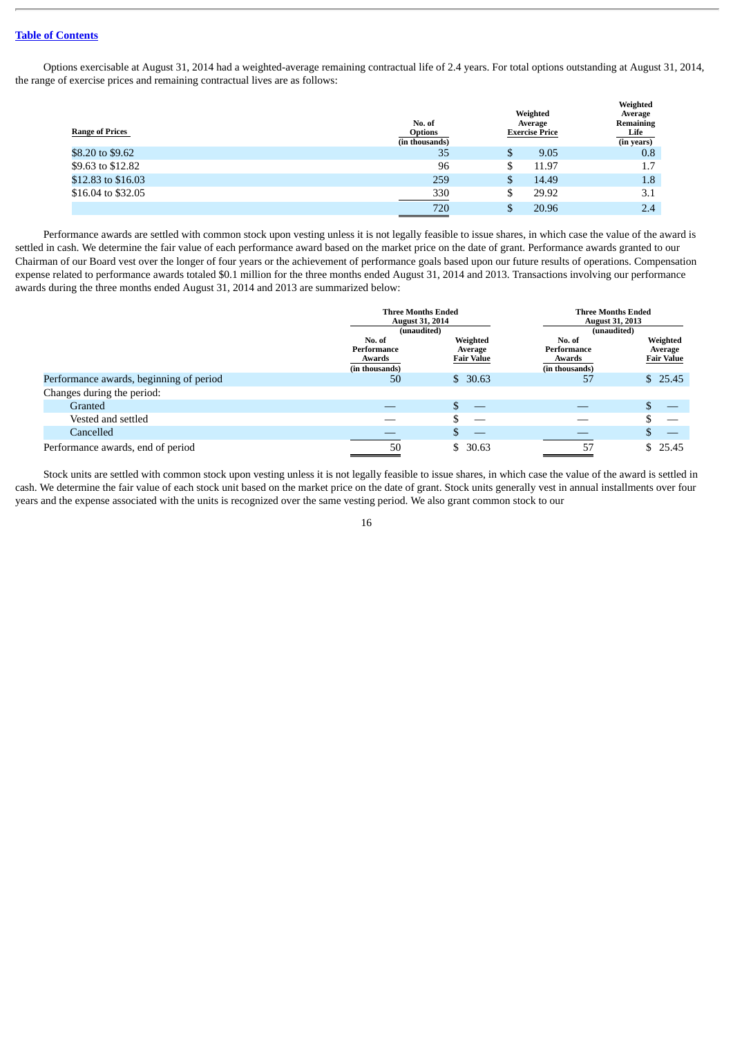Options exercisable at August 31, 2014 had a weighted-average remaining contractual life of 2.4 years. For total options outstanding at August 31, 2014, the range of exercise prices and remaining contractual lives are as follows:

| Range of Prices | No. of Options (in thousands) | Weighted Average Exercise Price | Weighted Average Remaining Life (in years) |
|---|---|---|---|
| $8.20 to $9.62 | 35 | $ 9.05 | 0.8 |
| $9.63 to $12.82 | 96 | $ 11.97 | 1.7 |
| $12.83 to $16.03 | 259 | $ 14.49 | 1.8 |
| $16.04 to $32.05 | 330 | $ 29.92 | 3.1 |
| | 720 | $ 20.96 | 2.4 |

Performance awards are settled with common stock upon vesting unless it is not legally feasible to issue shares, in which case the value of the award is settled in cash. We determine the fair value of each performance award based on the market price on the date of grant. Performance awards granted to our Chairman of our Board vest over the longer of four years or the achievement of performance goals based upon our future results of operations. Compensation expense related to performance awards totaled $0.1 million for the three months ended August 31, 2014 and 2013. Transactions involving our performance awards during the three months ended August 31, 2014 and 2013 are summarized below:

| | Three Months Ended August 31, 2014 (unaudited) | | Three Months Ended August 31, 2013 (unaudited) | |
|---|---|---|---|---|
| | No. of Performance Awards (in thousands) | Weighted Average Fair Value | No. of Performance Awards (in thousands) | Weighted Average Fair Value |
| Performance awards, beginning of period | 50 | $ 30.63 | 57 | $ 25.45 |
| Changes during the period: | | | | |
| Granted | — | $ — | — | $ — |
| Vested and settled | — | $ — | — | $ — |
| Cancelled | — | $ — | — | $ — |
| Performance awards, end of period | 50 | $ 30.63 | 57 | $ 25.45 |

Stock units are settled with common stock upon vesting unless it is not legally feasible to issue shares, in which case the value of the award is settled in cash. We determine the fair value of each stock unit based on the market price on the date of grant. Stock units generally vest in annual installments over four years and the expense associated with the units is recognized over the same vesting period. We also grant common stock to our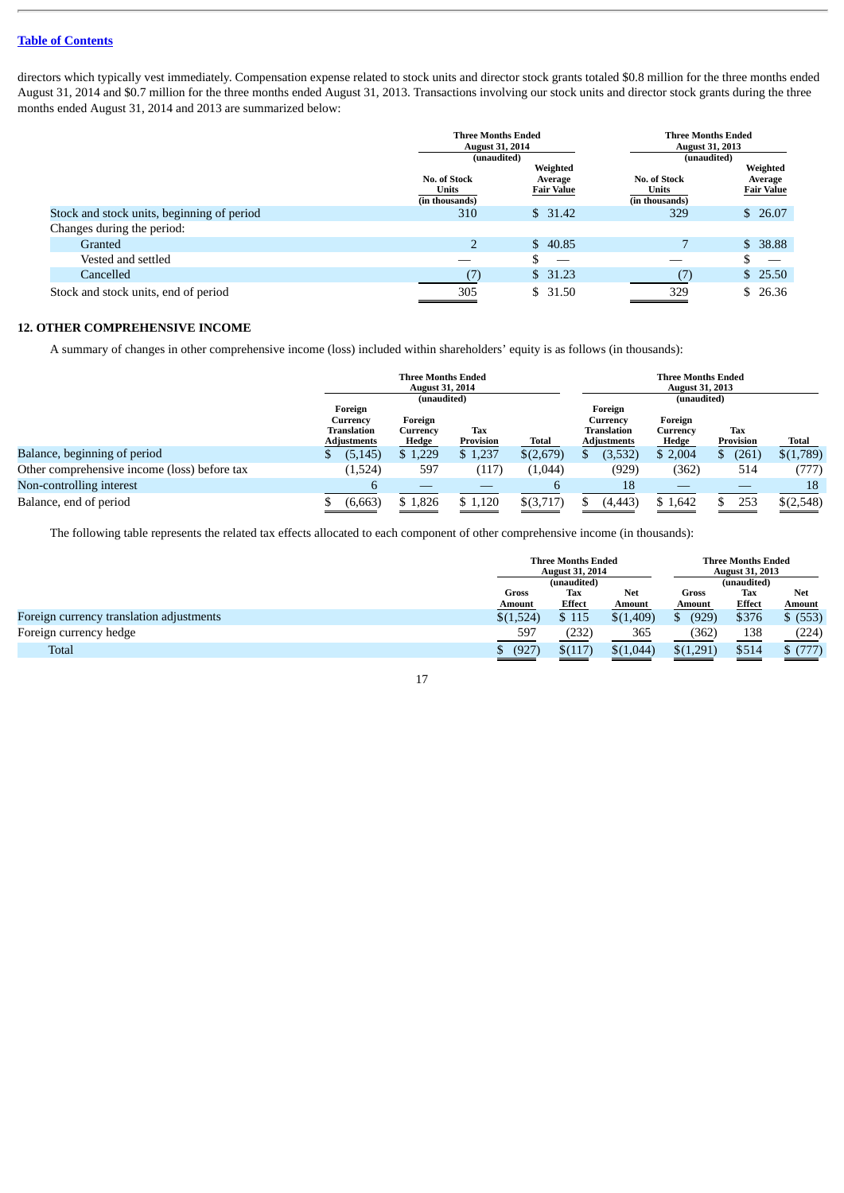directors which typically vest immediately. Compensation expense related to stock units and director stock grants totaled $0.8 million for the three months ended August 31, 2014 and $0.7 million for the three months ended August 31, 2013. Transactions involving our stock units and director stock grants during the three months ended August 31, 2014 and 2013 are summarized below:

| | Three Months Ended August 31, 2014 (unaudited) | | Three Months Ended August 31, 2013 (unaudited) | |
|---|---|---|---|---|
| | No. of Stock Units (in thousands) | Weighted Average Fair Value | No. of Stock Units (in thousands) | Weighted Average Fair Value |
| Stock and stock units, beginning of period | 310 | $ 31.42 | 329 | $ 26.07 |
| Changes during the period: | | | | |
| Granted | 2 | $ 40.85 | 7 | $ 38.88 |
| Vested and settled | — | $ — | — | $ — |
| Cancelled | (7) | $ 31.23 | (7) | $ 25.50 |
| Stock and stock units, end of period | 305 | $ 31.50 | 329 | $ 26.36 |

## 12. OTHER COMPREHENSIVE INCOME

A summary of changes in other comprehensive income (loss) included within shareholders' equity is as follows (in thousands):

| | Three Months Ended August 31, 2014 (unaudited) | | | | Three Months Ended August 31, 2013 (unaudited) | | | |
|---|---|---|---|---|---|---|---|---|
| | Foreign Currency Translation Adjustments | Foreign Currency Hedge | Tax Provision | Total | Foreign Currency Translation Adjustments | Foreign Currency Hedge | Tax Provision | Total |
| Balance, beginning of period | $ (5,145) | $ 1,229 | $ 1,237 | $(2,679) | $ (3,532) | $ 2,004 | $ (261) | $(1,789) |
| Other comprehensive income (loss) before tax | (1,524) | 597 | (117) | (1,044) | (929) | (362) | 514 | (777) |
| Non-controlling interest | 6 | — | — | 6 | 18 | — | — | 18 |
| Balance, end of period | $ (6,663) | $ 1,826 | $ 1,120 | $(3,717) | $ (4,443) | $ 1,642 | $ 253 | $(2,548) |

The following table represents the related tax effects allocated to each component of other comprehensive income (in thousands):

| | Three Months Ended August 31, 2014 (unaudited) | | | Three Months Ended August 31, 2013 (unaudited) | | |
|---|---|---|---|---|---|---|
| | Gross Amount | Tax Effect | Net Amount | Gross Amount | Tax Effect | Net Amount |
| Foreign currency translation adjustments | $(1,524) | $ 115 | $(1,409) | $ (929) | $376 | $ (553) |
| Foreign currency hedge | 597 | (232) | 365 | (362) | 138 | (224) |
| Total | $ (927) | $(117) | $(1,044) | $(1,291) | $514 | $ (777) |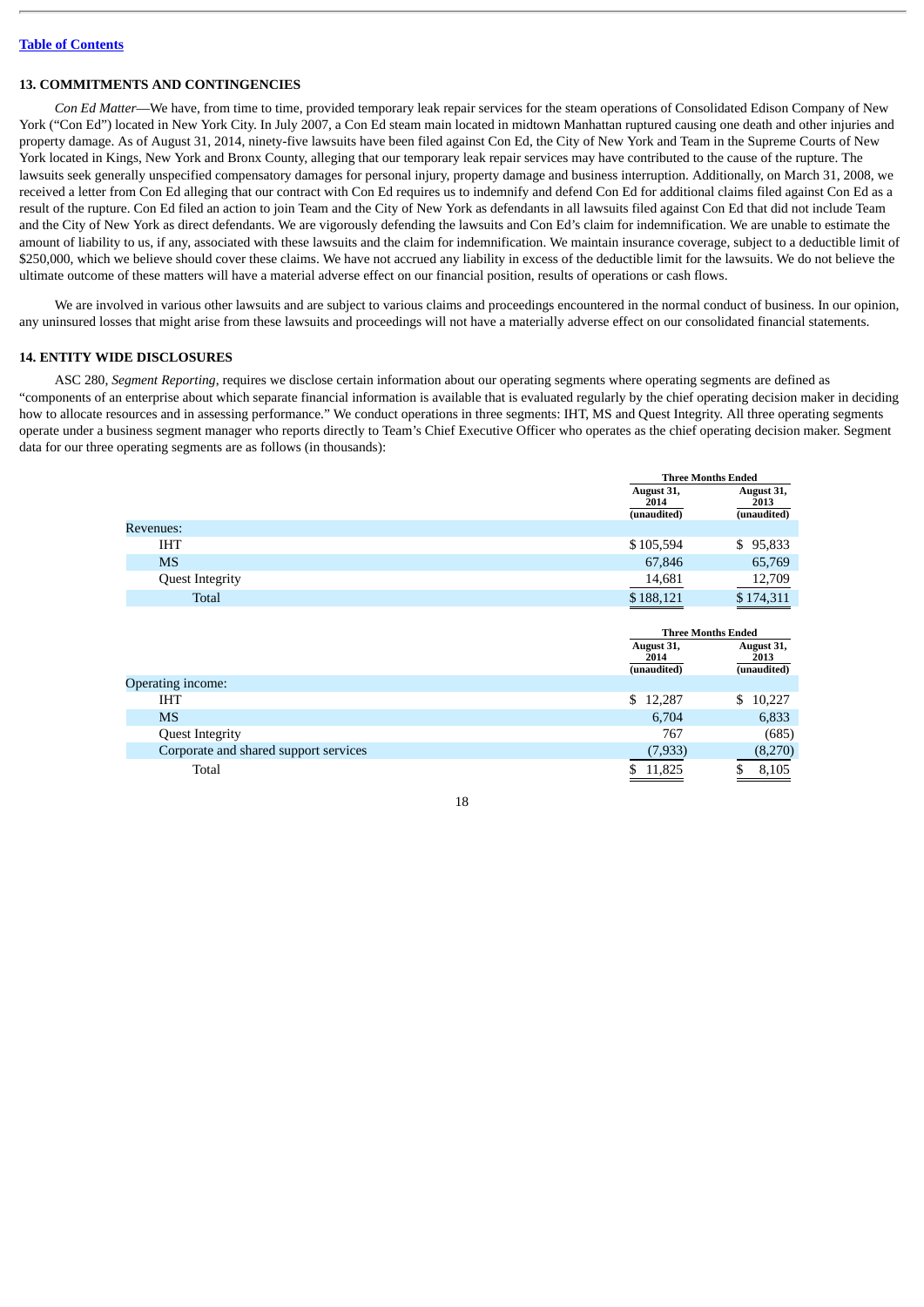## 13. COMMITMENTS AND CONTINGENCIES

*Con Ed Matter*—We have, from time to time, provided temporary leak repair services for the steam operations of Consolidated Edison Company of New York ("Con Ed") located in New York City. In July 2007, a Con Ed steam main located in midtown Manhattan ruptured causing one death and other injuries and property damage. As of August 31, 2014, ninety-five lawsuits have been filed against Con Ed, the City of New York and Team in the Supreme Courts of New York located in Kings, New York and Bronx County, alleging that our temporary leak repair services may have contributed to the cause of the rupture. The lawsuits seek generally unspecified compensatory damages for personal injury, property damage and business interruption. Additionally, on March 31, 2008, we received a letter from Con Ed alleging that our contract with Con Ed requires us to indemnify and defend Con Ed for additional claims filed against Con Ed as a result of the rupture. Con Ed filed an action to join Team and the City of New York as defendants in all lawsuits filed against Con Ed that did not include Team and the City of New York as direct defendants. We are vigorously defending the lawsuits and Con Ed's claim for indemnification. We are unable to estimate the amount of liability to us, if any, associated with these lawsuits and the claim for indemnification. We maintain insurance coverage, subject to a deductible limit of $250,000, which we believe should cover these claims. We have not accrued any liability in excess of the deductible limit for the lawsuits. We do not believe the ultimate outcome of these matters will have a material adverse effect on our financial position, results of operations or cash flows.

We are involved in various other lawsuits and are subject to various claims and proceedings encountered in the normal conduct of business. In our opinion, any uninsured losses that might arise from these lawsuits and proceedings will not have a materially adverse effect on our consolidated financial statements.

## 14. ENTITY WIDE DISCLOSURES

ASC 280, *Segment Reporting*, requires we disclose certain information about our operating segments where operating segments are defined as "components of an enterprise about which separate financial information is available that is evaluated regularly by the chief operating decision maker in deciding how to allocate resources and in assessing performance." We conduct operations in three segments: IHT, MS and Quest Integrity. All three operating segments operate under a business segment manager who reports directly to Team's Chief Executive Officer who operates as the chief operating decision maker. Segment data for our three operating segments are as follows (in thousands):

| | Three Months Ended | |
|---|---|---|
| | August 31, 2014 (unaudited) | August 31, 2013 (unaudited) |
| Revenues: | | |
| IHT | $ 105,594 | $ 95,833 |
| MS | 67,846 | 65,769 |
| Quest Integrity | 14,681 | 12,709 |
| Total | $ 188,121 | $ 174,311 |

| | Three Months Ended | |
|---|---|---|
| | August 31, 2014 (unaudited) | August 31, 2013 (unaudited) |
| Operating income: | | |
| IHT | $ 12,287 | $ 10,227 |
| MS | 6,704 | 6,833 |
| Quest Integrity | 767 | (685) |
| Corporate and shared support services | (7,933) | (8,270) |
| Total | $ 11,825 | $ 8,105 |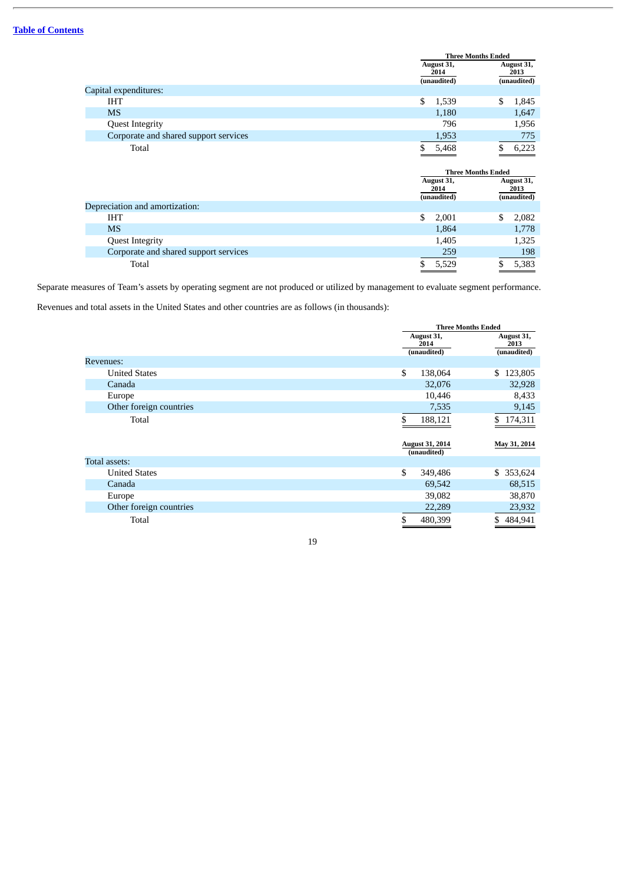| | Three Months Ended | |
|---|---|---|
| | August 31, 2014 (unaudited) | August 31, 2013 (unaudited) |
| Capital expenditures: | | |
| IHT | $ 1,539 | $ 1,845 |
| MS | 1,180 | 1,647 |
| Quest Integrity | 796 | 1,956 |
| Corporate and shared support services | 1,953 | 775 |
| Total | $ 5,468 | $ 6,223 |

| | Three Months Ended | |
|---|---|---|
| | August 31, 2014 (unaudited) | August 31, 2013 (unaudited) |
| Depreciation and amortization: | | |
| IHT | $ 2,001 | $ 2,082 |
| MS | 1,864 | 1,778 |
| Quest Integrity | 1,405 | 1,325 |
| Corporate and shared support services | 259 | 198 |
| Total | $ 5,529 | $ 5,383 |

Separate measures of Team's assets by operating segment are not produced or utilized by management to evaluate segment performance.

Revenues and total assets in the United States and other countries are as follows (in thousands):

| | Three Months Ended | |
|---|---|---|
| | August 31, 2014 (unaudited) | August 31, 2013 (unaudited) |
| Revenues: | | |
| United States | $ 138,064 | $ 123,805 |
| Canada | 32,076 | 32,928 |
| Europe | 10,446 | 8,433 |
| Other foreign countries | 7,535 | 9,145 |
| Total | $ 188,121 | $ 174,311 |

| | August 31, 2014 (unaudited) | May 31, 2014 |
|---|---|---|
| Total assets: | | |
| United States | $ 349,486 | $ 353,624 |
| Canada | 69,542 | 68,515 |
| Europe | 39,082 | 38,870 |
| Other foreign countries | 22,289 | 23,932 |
| Total | $ 480,399 | $ 484,941 |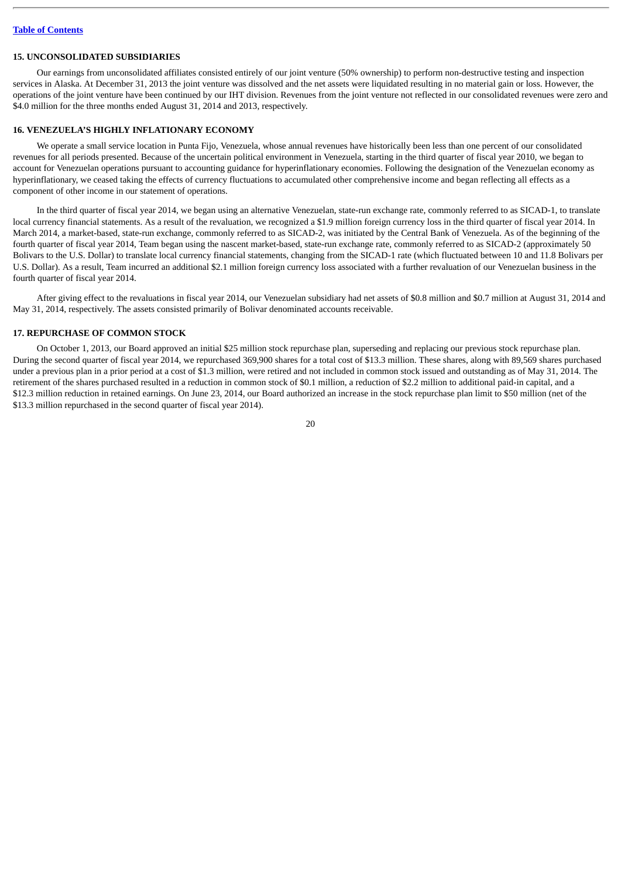### 15. UNCONSOLIDATED SUBSIDIARIES

Our earnings from unconsolidated affiliates consisted entirely of our joint venture (50% ownership) to perform non-destructive testing and inspection services in Alaska. At December 31, 2013 the joint venture was dissolved and the net assets were liquidated resulting in no material gain or loss. However, the operations of the joint venture have been continued by our IHT division. Revenues from the joint venture not reflected in our consolidated revenues were zero and $4.0 million for the three months ended August 31, 2014 and 2013, respectively.

### 16. VENEZUELA'S HIGHLY INFLATIONARY ECONOMY

We operate a small service location in Punta Fijo, Venezuela, whose annual revenues have historically been less than one percent of our consolidated revenues for all periods presented. Because of the uncertain political environment in Venezuela, starting in the third quarter of fiscal year 2010, we began to account for Venezuelan operations pursuant to accounting guidance for hyperinflationary economies. Following the designation of the Venezuelan economy as hyperinflationary, we ceased taking the effects of currency fluctuations to accumulated other comprehensive income and began reflecting all effects as a component of other income in our statement of operations.

In the third quarter of fiscal year 2014, we began using an alternative Venezuelan, state-run exchange rate, commonly referred to as SICAD-1, to translate local currency financial statements. As a result of the revaluation, we recognized a $1.9 million foreign currency loss in the third quarter of fiscal year 2014. In March 2014, a market-based, state-run exchange, commonly referred to as SICAD-2, was initiated by the Central Bank of Venezuela. As of the beginning of the fourth quarter of fiscal year 2014, Team began using the nascent market-based, state-run exchange rate, commonly referred to as SICAD-2 (approximately 50 Bolivars to the U.S. Dollar) to translate local currency financial statements, changing from the SICAD-1 rate (which fluctuated between 10 and 11.8 Bolivars per U.S. Dollar). As a result, Team incurred an additional $2.1 million foreign currency loss associated with a further revaluation of our Venezuelan business in the fourth quarter of fiscal year 2014.

After giving effect to the revaluations in fiscal year 2014, our Venezuelan subsidiary had net assets of $0.8 million and $0.7 million at August 31, 2014 and May 31, 2014, respectively. The assets consisted primarily of Bolivar denominated accounts receivable.

### 17. REPURCHASE OF COMMON STOCK

On October 1, 2013, our Board approved an initial $25 million stock repurchase plan, superseding and replacing our previous stock repurchase plan. During the second quarter of fiscal year 2014, we repurchased 369,900 shares for a total cost of $13.3 million. These shares, along with 89,569 shares purchased under a previous plan in a prior period at a cost of $1.3 million, were retired and not included in common stock issued and outstanding as of May 31, 2014. The retirement of the shares purchased resulted in a reduction in common stock of $0.1 million, a reduction of $2.2 million to additional paid-in capital, and a $12.3 million reduction in retained earnings. On June 23, 2014, our Board authorized an increase in the stock repurchase plan limit to $50 million (net of the $13.3 million repurchased in the second quarter of fiscal year 2014).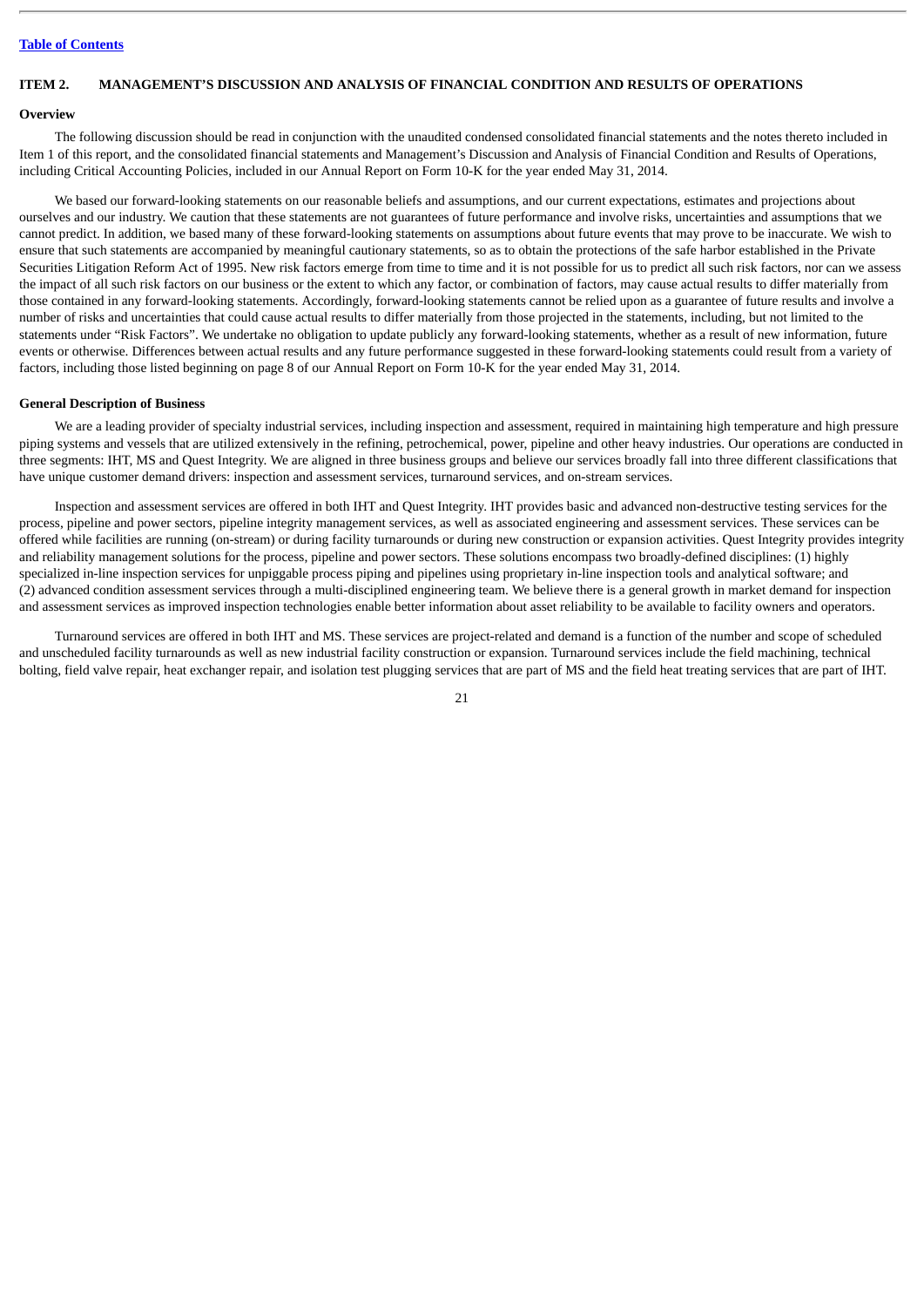## ITEM 2. MANAGEMENT'S DISCUSSION AND ANALYSIS OF FINANCIAL CONDITION AND RESULTS OF OPERATIONS

### Overview

The following discussion should be read in conjunction with the unaudited condensed consolidated financial statements and the notes thereto included in Item 1 of this report, and the consolidated financial statements and Management's Discussion and Analysis of Financial Condition and Results of Operations, including Critical Accounting Policies, included in our Annual Report on Form 10-K for the year ended May 31, 2014.

We based our forward-looking statements on our reasonable beliefs and assumptions, and our current expectations, estimates and projections about ourselves and our industry. We caution that these statements are not guarantees of future performance and involve risks, uncertainties and assumptions that we cannot predict. In addition, we based many of these forward-looking statements on assumptions about future events that may prove to be inaccurate. We wish to ensure that such statements are accompanied by meaningful cautionary statements, so as to obtain the protections of the safe harbor established in the Private Securities Litigation Reform Act of 1995. New risk factors emerge from time to time and it is not possible for us to predict all such risk factors, nor can we assess the impact of all such risk factors on our business or the extent to which any factor, or combination of factors, may cause actual results to differ materially from those contained in any forward-looking statements. Accordingly, forward-looking statements cannot be relied upon as a guarantee of future results and involve a number of risks and uncertainties that could cause actual results to differ materially from those projected in the statements, including, but not limited to the statements under "Risk Factors". We undertake no obligation to update publicly any forward-looking statements, whether as a result of new information, future events or otherwise. Differences between actual results and any future performance suggested in these forward-looking statements could result from a variety of factors, including those listed beginning on page 8 of our Annual Report on Form 10-K for the year ended May 31, 2014.

### General Description of Business

We are a leading provider of specialty industrial services, including inspection and assessment, required in maintaining high temperature and high pressure piping systems and vessels that are utilized extensively in the refining, petrochemical, power, pipeline and other heavy industries. Our operations are conducted in three segments: IHT, MS and Quest Integrity. We are aligned in three business groups and believe our services broadly fall into three different classifications that have unique customer demand drivers: inspection and assessment services, turnaround services, and on-stream services.

Inspection and assessment services are offered in both IHT and Quest Integrity. IHT provides basic and advanced non-destructive testing services for the process, pipeline and power sectors, pipeline integrity management services, as well as associated engineering and assessment services. These services can be offered while facilities are running (on-stream) or during facility turnarounds or during new construction or expansion activities. Quest Integrity provides integrity and reliability management solutions for the process, pipeline and power sectors. These solutions encompass two broadly-defined disciplines: (1) highly specialized in-line inspection services for unpiggable process piping and pipelines using proprietary in-line inspection tools and analytical software; and (2) advanced condition assessment services through a multi-disciplined engineering team. We believe there is a general growth in market demand for inspection and assessment services as improved inspection technologies enable better information about asset reliability to be available to facility owners and operators.

Turnaround services are offered in both IHT and MS. These services are project-related and demand is a function of the number and scope of scheduled and unscheduled facility turnarounds as well as new industrial facility construction or expansion. Turnaround services include the field machining, technical bolting, field valve repair, heat exchanger repair, and isolation test plugging services that are part of MS and the field heat treating services that are part of IHT.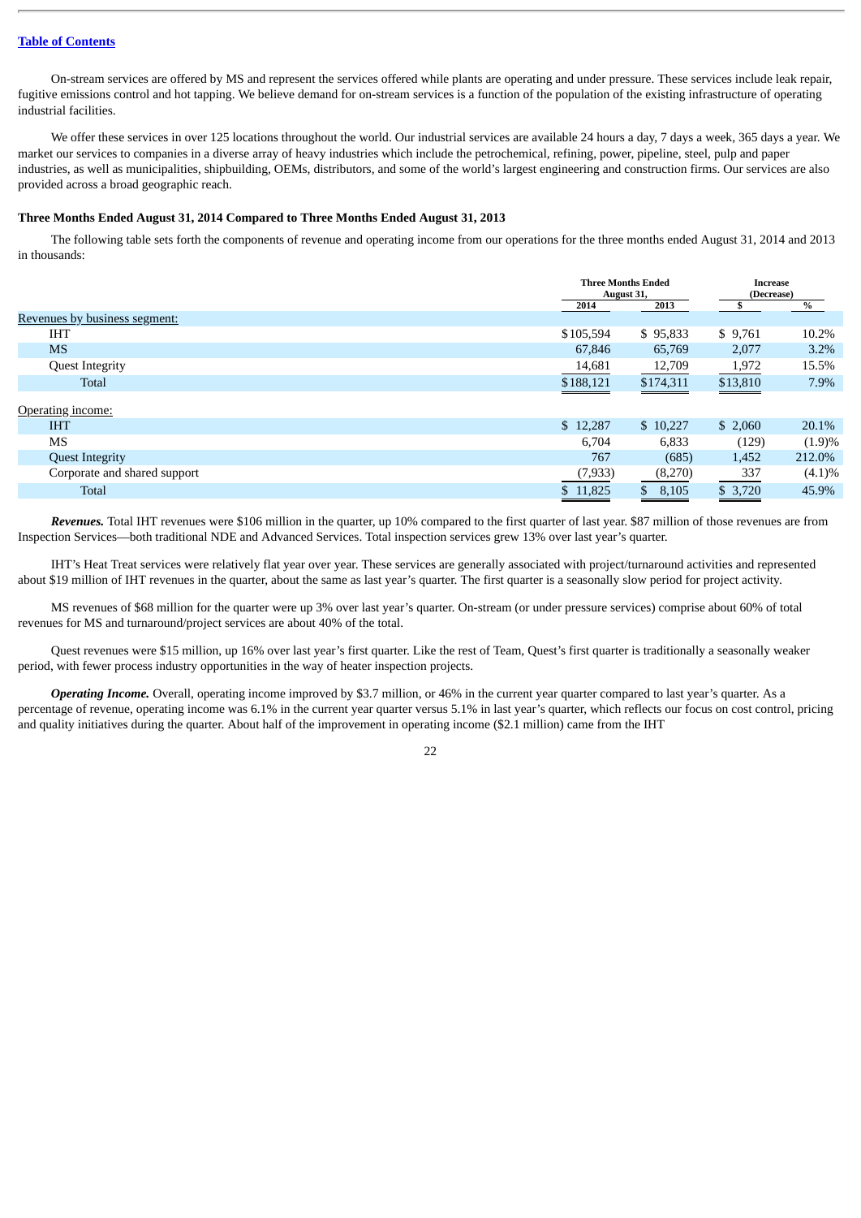On-stream services are offered by MS and represent the services offered while plants are operating and under pressure. These services include leak repair, fugitive emissions control and hot tapping. We believe demand for on-stream services is a function of the population of the existing infrastructure of operating industrial facilities.

We offer these services in over 125 locations throughout the world. Our industrial services are available 24 hours a day, 7 days a week, 365 days a year. We market our services to companies in a diverse array of heavy industries which include the petrochemical, refining, power, pipeline, steel, pulp and paper industries, as well as municipalities, shipbuilding, OEMs, distributors, and some of the world's largest engineering and construction firms. Our services are also provided across a broad geographic reach.

**Three Months Ended August 31, 2014 Compared to Three Months Ended August 31, 2013**

The following table sets forth the components of revenue and operating income from our operations for the three months ended August 31, 2014 and 2013 in thousands:

| | Three Months Ended August 31, | | Increase (Decrease) | |
|---|---|---|---|---|
| | 2014 | 2013 | $ | % |
| Revenues by business segment: | | | | |
| IHT | $105,594 | $ 95,833 | $ 9,761 | 10.2% |
| MS | 67,846 | 65,769 | 2,077 | 3.2% |
| Quest Integrity | 14,681 | 12,709 | 1,972 | 15.5% |
| Total | $188,121 | $174,311 | $13,810 | 7.9% |
| Operating income: | | | | |
| IHT | $ 12,287 | $ 10,227 | $ 2,060 | 20.1% |
| MS | 6,704 | 6,833 | (129) | (1.9)% |
| Quest Integrity | 767 | (685) | 1,452 | 212.0% |
| Corporate and shared support | (7,933) | (8,270) | 337 | (4.1)% |
| Total | $ 11,825 | $ 8,105 | $ 3,720 | 45.9% |

***Revenues.*** Total IHT revenues were $106 million in the quarter, up 10% compared to the first quarter of last year. $87 million of those revenues are from Inspection Services—both traditional NDE and Advanced Services. Total inspection services grew 13% over last year's quarter.

IHT's Heat Treat services were relatively flat year over year. These services are generally associated with project/turnaround activities and represented about $19 million of IHT revenues in the quarter, about the same as last year's quarter. The first quarter is a seasonally slow period for project activity.

MS revenues of $68 million for the quarter were up 3% over last year's quarter. On-stream (or under pressure services) comprise about 60% of total revenues for MS and turnaround/project services are about 40% of the total.

Quest revenues were $15 million, up 16% over last year's first quarter. Like the rest of Team, Quest's first quarter is traditionally a seasonally weaker period, with fewer process industry opportunities in the way of heater inspection projects.

***Operating Income.*** Overall, operating income improved by $3.7 million, or 46% in the current year quarter compared to last year's quarter. As a percentage of revenue, operating income was 6.1% in the current year quarter versus 5.1% in last year's quarter, which reflects our focus on cost control, pricing and quality initiatives during the quarter. About half of the improvement in operating income ($2.1 million) came from the IHT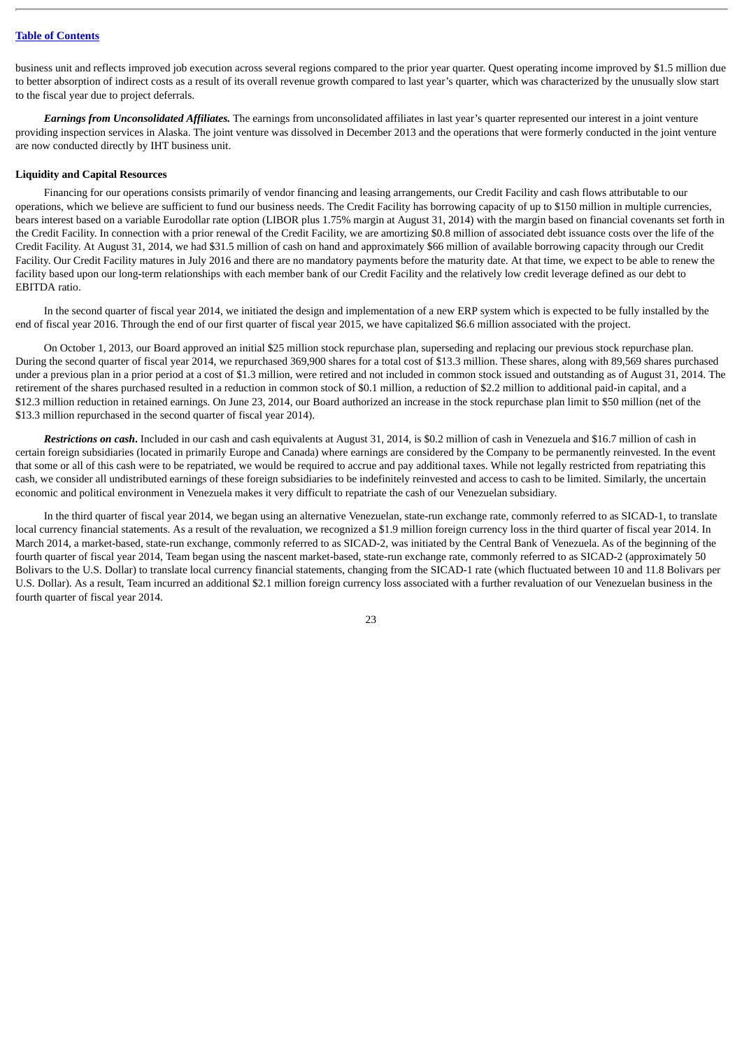business unit and reflects improved job execution across several regions compared to the prior year quarter. Quest operating income improved by $1.5 million due to better absorption of indirect costs as a result of its overall revenue growth compared to last year's quarter, which was characterized by the unusually slow start to the fiscal year due to project deferrals.

***Earnings from Unconsolidated Affiliates.*** The earnings from unconsolidated affiliates in last year's quarter represented our interest in a joint venture providing inspection services in Alaska. The joint venture was dissolved in December 2013 and the operations that were formerly conducted in the joint venture are now conducted directly by IHT business unit.

**Liquidity and Capital Resources**

Financing for our operations consists primarily of vendor financing and leasing arrangements, our Credit Facility and cash flows attributable to our operations, which we believe are sufficient to fund our business needs. The Credit Facility has borrowing capacity of up to $150 million in multiple currencies, bears interest based on a variable Eurodollar rate option (LIBOR plus 1.75% margin at August 31, 2014) with the margin based on financial covenants set forth in the Credit Facility. In connection with a prior renewal of the Credit Facility, we are amortizing $0.8 million of associated debt issuance costs over the life of the Credit Facility. At August 31, 2014, we had $31.5 million of cash on hand and approximately $66 million of available borrowing capacity through our Credit Facility. Our Credit Facility matures in July 2016 and there are no mandatory payments before the maturity date. At that time, we expect to be able to renew the facility based upon our long-term relationships with each member bank of our Credit Facility and the relatively low credit leverage defined as our debt to EBITDA ratio.

In the second quarter of fiscal year 2014, we initiated the design and implementation of a new ERP system which is expected to be fully installed by the end of fiscal year 2016. Through the end of our first quarter of fiscal year 2015, we have capitalized $6.6 million associated with the project.

On October 1, 2013, our Board approved an initial $25 million stock repurchase plan, superseding and replacing our previous stock repurchase plan. During the second quarter of fiscal year 2014, we repurchased 369,900 shares for a total cost of $13.3 million. These shares, along with 89,569 shares purchased under a previous plan in a prior period at a cost of $1.3 million, were retired and not included in common stock issued and outstanding as of August 31, 2014. The retirement of the shares purchased resulted in a reduction in common stock of $0.1 million, a reduction of $2.2 million to additional paid-in capital, and a $12.3 million reduction in retained earnings. On June 23, 2014, our Board authorized an increase in the stock repurchase plan limit to $50 million (net of the $13.3 million repurchased in the second quarter of fiscal year 2014).

***Restrictions on cash*.** Included in our cash and cash equivalents at August 31, 2014, is $0.2 million of cash in Venezuela and $16.7 million of cash in certain foreign subsidiaries (located in primarily Europe and Canada) where earnings are considered by the Company to be permanently reinvested. In the event that some or all of this cash were to be repatriated, we would be required to accrue and pay additional taxes. While not legally restricted from repatriating this cash, we consider all undistributed earnings of these foreign subsidiaries to be indefinitely reinvested and access to cash to be limited. Similarly, the uncertain economic and political environment in Venezuela makes it very difficult to repatriate the cash of our Venezuelan subsidiary.

In the third quarter of fiscal year 2014, we began using an alternative Venezuelan, state-run exchange rate, commonly referred to as SICAD-1, to translate local currency financial statements. As a result of the revaluation, we recognized a $1.9 million foreign currency loss in the third quarter of fiscal year 2014. In March 2014, a market-based, state-run exchange, commonly referred to as SICAD-2, was initiated by the Central Bank of Venezuela. As of the beginning of the fourth quarter of fiscal year 2014, Team began using the nascent market-based, state-run exchange rate, commonly referred to as SICAD-2 (approximately 50 Bolivars to the U.S. Dollar) to translate local currency financial statements, changing from the SICAD-1 rate (which fluctuated between 10 and 11.8 Bolivars per U.S. Dollar). As a result, Team incurred an additional $2.1 million foreign currency loss associated with a further revaluation of our Venezuelan business in the fourth quarter of fiscal year 2014.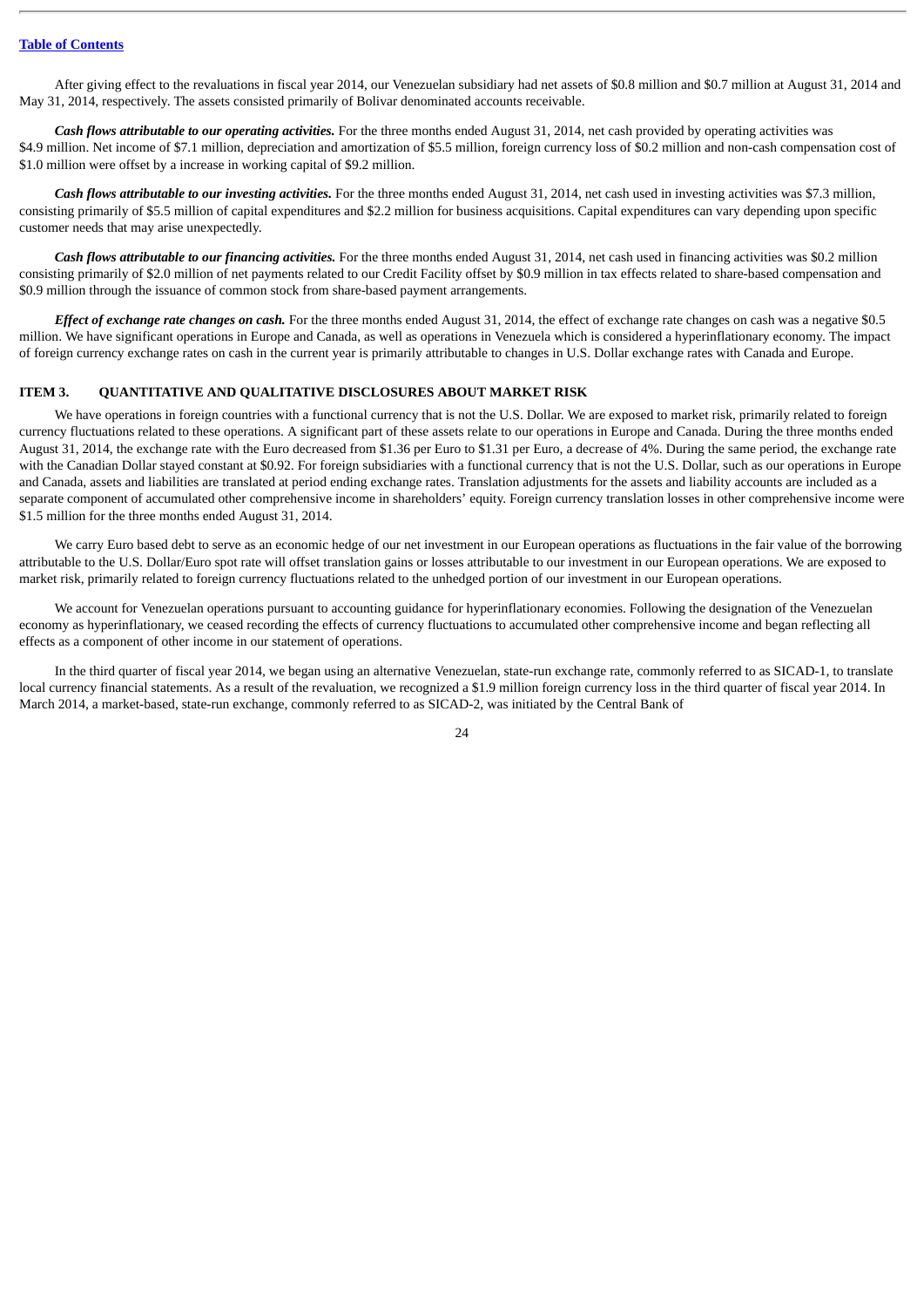After giving effect to the revaluations in fiscal year 2014, our Venezuelan subsidiary had net assets of $0.8 million and $0.7 million at August 31, 2014 and May 31, 2014, respectively. The assets consisted primarily of Bolivar denominated accounts receivable.

***Cash flows attributable to our operating activities.*** For the three months ended August 31, 2014, net cash provided by operating activities was $4.9 million. Net income of $7.1 million, depreciation and amortization of $5.5 million, foreign currency loss of $0.2 million and non-cash compensation cost of $1.0 million were offset by a increase in working capital of $9.2 million.

***Cash flows attributable to our investing activities.*** For the three months ended August 31, 2014, net cash used in investing activities was $7.3 million, consisting primarily of $5.5 million of capital expenditures and $2.2 million for business acquisitions. Capital expenditures can vary depending upon specific customer needs that may arise unexpectedly.

***Cash flows attributable to our financing activities.*** For the three months ended August 31, 2014, net cash used in financing activities was $0.2 million consisting primarily of $2.0 million of net payments related to our Credit Facility offset by $0.9 million in tax effects related to share-based compensation and $0.9 million through the issuance of common stock from share-based payment arrangements.

***Effect of exchange rate changes on cash.*** For the three months ended August 31, 2014, the effect of exchange rate changes on cash was a negative $0.5 million. We have significant operations in Europe and Canada, as well as operations in Venezuela which is considered a hyperinflationary economy. The impact of foreign currency exchange rates on cash in the current year is primarily attributable to changes in U.S. Dollar exchange rates with Canada and Europe.

## ITEM 3. QUANTITATIVE AND QUALITATIVE DISCLOSURES ABOUT MARKET RISK

We have operations in foreign countries with a functional currency that is not the U.S. Dollar. We are exposed to market risk, primarily related to foreign currency fluctuations related to these operations. A significant part of these assets relate to our operations in Europe and Canada. During the three months ended August 31, 2014, the exchange rate with the Euro decreased from $1.36 per Euro to $1.31 per Euro, a decrease of 4%. During the same period, the exchange rate with the Canadian Dollar stayed constant at $0.92. For foreign subsidiaries with a functional currency that is not the U.S. Dollar, such as our operations in Europe and Canada, assets and liabilities are translated at period ending exchange rates. Translation adjustments for the assets and liability accounts are included as a separate component of accumulated other comprehensive income in shareholders' equity. Foreign currency translation losses in other comprehensive income were $1.5 million for the three months ended August 31, 2014.

We carry Euro based debt to serve as an economic hedge of our net investment in our European operations as fluctuations in the fair value of the borrowing attributable to the U.S. Dollar/Euro spot rate will offset translation gains or losses attributable to our investment in our European operations. We are exposed to market risk, primarily related to foreign currency fluctuations related to the unhedged portion of our investment in our European operations.

We account for Venezuelan operations pursuant to accounting guidance for hyperinflationary economies. Following the designation of the Venezuelan economy as hyperinflationary, we ceased recording the effects of currency fluctuations to accumulated other comprehensive income and began reflecting all effects as a component of other income in our statement of operations.

In the third quarter of fiscal year 2014, we began using an alternative Venezuelan, state-run exchange rate, commonly referred to as SICAD-1, to translate local currency financial statements. As a result of the revaluation, we recognized a $1.9 million foreign currency loss in the third quarter of fiscal year 2014. In March 2014, a market-based, state-run exchange, commonly referred to as SICAD-2, was initiated by the Central Bank of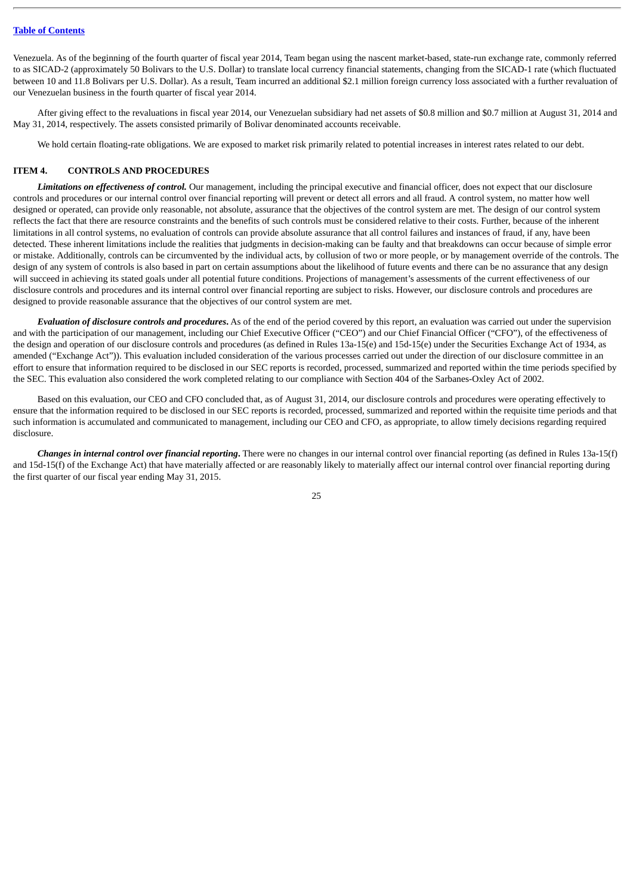Venezuela. As of the beginning of the fourth quarter of fiscal year 2014, Team began using the nascent market-based, state-run exchange rate, commonly referred to as SICAD-2 (approximately 50 Bolivars to the U.S. Dollar) to translate local currency financial statements, changing from the SICAD-1 rate (which fluctuated between 10 and 11.8 Bolivars per U.S. Dollar). As a result, Team incurred an additional $2.1 million foreign currency loss associated with a further revaluation of our Venezuelan business in the fourth quarter of fiscal year 2014.

After giving effect to the revaluations in fiscal year 2014, our Venezuelan subsidiary had net assets of $0.8 million and $0.7 million at August 31, 2014 and May 31, 2014, respectively. The assets consisted primarily of Bolivar denominated accounts receivable.

We hold certain floating-rate obligations. We are exposed to market risk primarily related to potential increases in interest rates related to our debt.

## ITEM 4. CONTROLS AND PROCEDURES

***Limitations on effectiveness of control.*** Our management, including the principal executive and financial officer, does not expect that our disclosure controls and procedures or our internal control over financial reporting will prevent or detect all errors and all fraud. A control system, no matter how well designed or operated, can provide only reasonable, not absolute, assurance that the objectives of the control system are met. The design of our control system reflects the fact that there are resource constraints and the benefits of such controls must be considered relative to their costs. Further, because of the inherent limitations in all control systems, no evaluation of controls can provide absolute assurance that all control failures and instances of fraud, if any, have been detected. These inherent limitations include the realities that judgments in decision-making can be faulty and that breakdowns can occur because of simple error or mistake. Additionally, controls can be circumvented by the individual acts, by collusion of two or more people, or by management override of the controls. The design of any system of controls is also based in part on certain assumptions about the likelihood of future events and there can be no assurance that any design will succeed in achieving its stated goals under all potential future conditions. Projections of management's assessments of the current effectiveness of our disclosure controls and procedures and its internal control over financial reporting are subject to risks. However, our disclosure controls and procedures are designed to provide reasonable assurance that the objectives of our control system are met.

***Evaluation of disclosure controls and procedures.*** As of the end of the period covered by this report, an evaluation was carried out under the supervision and with the participation of our management, including our Chief Executive Officer ("CEO") and our Chief Financial Officer ("CFO"), of the effectiveness of the design and operation of our disclosure controls and procedures (as defined in Rules 13a-15(e) and 15d-15(e) under the Securities Exchange Act of 1934, as amended ("Exchange Act")). This evaluation included consideration of the various processes carried out under the direction of our disclosure committee in an effort to ensure that information required to be disclosed in our SEC reports is recorded, processed, summarized and reported within the time periods specified by the SEC. This evaluation also considered the work completed relating to our compliance with Section 404 of the Sarbanes-Oxley Act of 2002.

Based on this evaluation, our CEO and CFO concluded that, as of August 31, 2014, our disclosure controls and procedures were operating effectively to ensure that the information required to be disclosed in our SEC reports is recorded, processed, summarized and reported within the requisite time periods and that such information is accumulated and communicated to management, including our CEO and CFO, as appropriate, to allow timely decisions regarding required disclosure.

***Changes in internal control over financial reporting.*** There were no changes in our internal control over financial reporting (as defined in Rules 13a-15(f) and 15d-15(f) of the Exchange Act) that have materially affected or are reasonably likely to materially affect our internal control over financial reporting during the first quarter of our fiscal year ending May 31, 2015.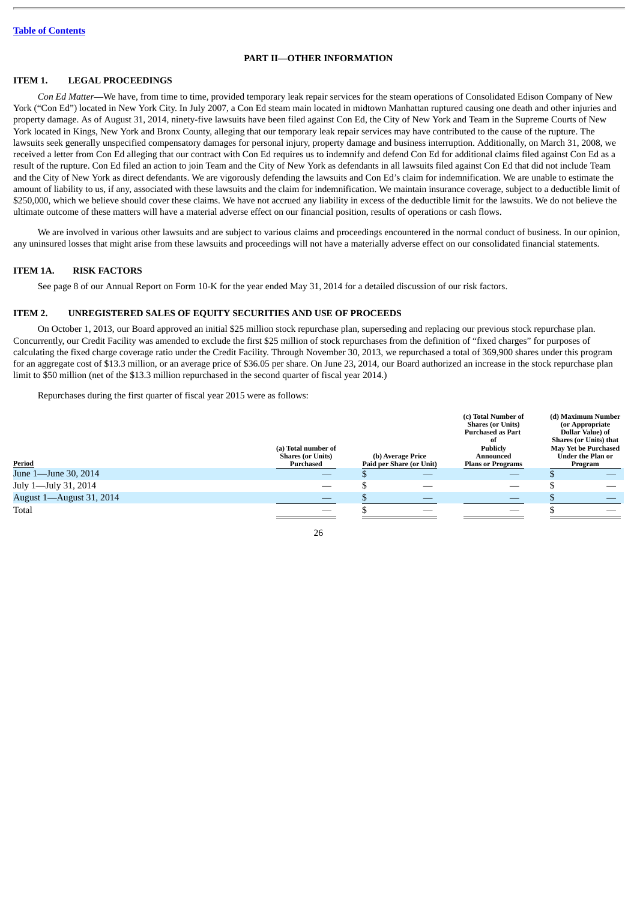[Table of Contents](#)

## PART II—OTHER INFORMATION

### ITEM 1. LEGAL PROCEEDINGS

*Con Ed Matter*—We have, from time to time, provided temporary leak repair services for the steam operations of Consolidated Edison Company of New York ("Con Ed") located in New York City. In July 2007, a Con Ed steam main located in midtown Manhattan ruptured causing one death and other injuries and property damage. As of August 31, 2014, ninety-five lawsuits have been filed against Con Ed, the City of New York and Team in the Supreme Courts of New York located in Kings, New York and Bronx County, alleging that our temporary leak repair services may have contributed to the cause of the rupture. The lawsuits seek generally unspecified compensatory damages for personal injury, property damage and business interruption. Additionally, on March 31, 2008, we received a letter from Con Ed alleging that our contract with Con Ed requires us to indemnify and defend Con Ed for additional claims filed against Con Ed as a result of the rupture. Con Ed filed an action to join Team and the City of New York as defendants in all lawsuits filed against Con Ed that did not include Team and the City of New York as direct defendants. We are vigorously defending the lawsuits and Con Ed's claim for indemnification. We are unable to estimate the amount of liability to us, if any, associated with these lawsuits and the claim for indemnification. We maintain insurance coverage, subject to a deductible limit of $250,000, which we believe should cover these claims. We have not accrued any liability in excess of the deductible limit for the lawsuits. We do not believe the ultimate outcome of these matters will have a material adverse effect on our financial position, results of operations or cash flows.

We are involved in various other lawsuits and are subject to various claims and proceedings encountered in the normal conduct of business. In our opinion, any uninsured losses that might arise from these lawsuits and proceedings will not have a materially adverse effect on our consolidated financial statements.

### ITEM 1A. RISK FACTORS

See page 8 of our Annual Report on Form 10-K for the year ended May 31, 2014 for a detailed discussion of our risk factors.

### ITEM 2. UNREGISTERED SALES OF EQUITY SECURITIES AND USE OF PROCEEDS

On October 1, 2013, our Board approved an initial $25 million stock repurchase plan, superseding and replacing our previous stock repurchase plan. Concurrently, our Credit Facility was amended to exclude the first $25 million of stock repurchases from the definition of "fixed charges" for purposes of calculating the fixed charge coverage ratio under the Credit Facility. Through November 30, 2013, we repurchased a total of 369,900 shares under this program for an aggregate cost of $13.3 million, or an average price of $36.05 per share. On June 23, 2014, our Board authorized an increase in the stock repurchase plan limit to $50 million (net of the $13.3 million repurchased in the second quarter of fiscal year 2014.)

Repurchases during the first quarter of fiscal year 2015 were as follows:

| Period | (a) Total number of Shares (or Units) Purchased | (b) Average Price Paid per Share (or Unit) | (c) Total Number of Shares (or Units) Purchased as Part of Publicly Announced Plans or Programs | (d) Maximum Number (or Appropriate Dollar Value) of Shares (or Units) that May Yet be Purchased Under the Plan or Program |
|---|---|---|---|---|
| June 1—June 30, 2014 | — | $ — | — | $ — |
| July 1—July 31, 2014 | — | $ — | — | $ — |
| August 1—August 31, 2014 | — | $ — | — | $ — |
| Total | — | $ — | — | $ — |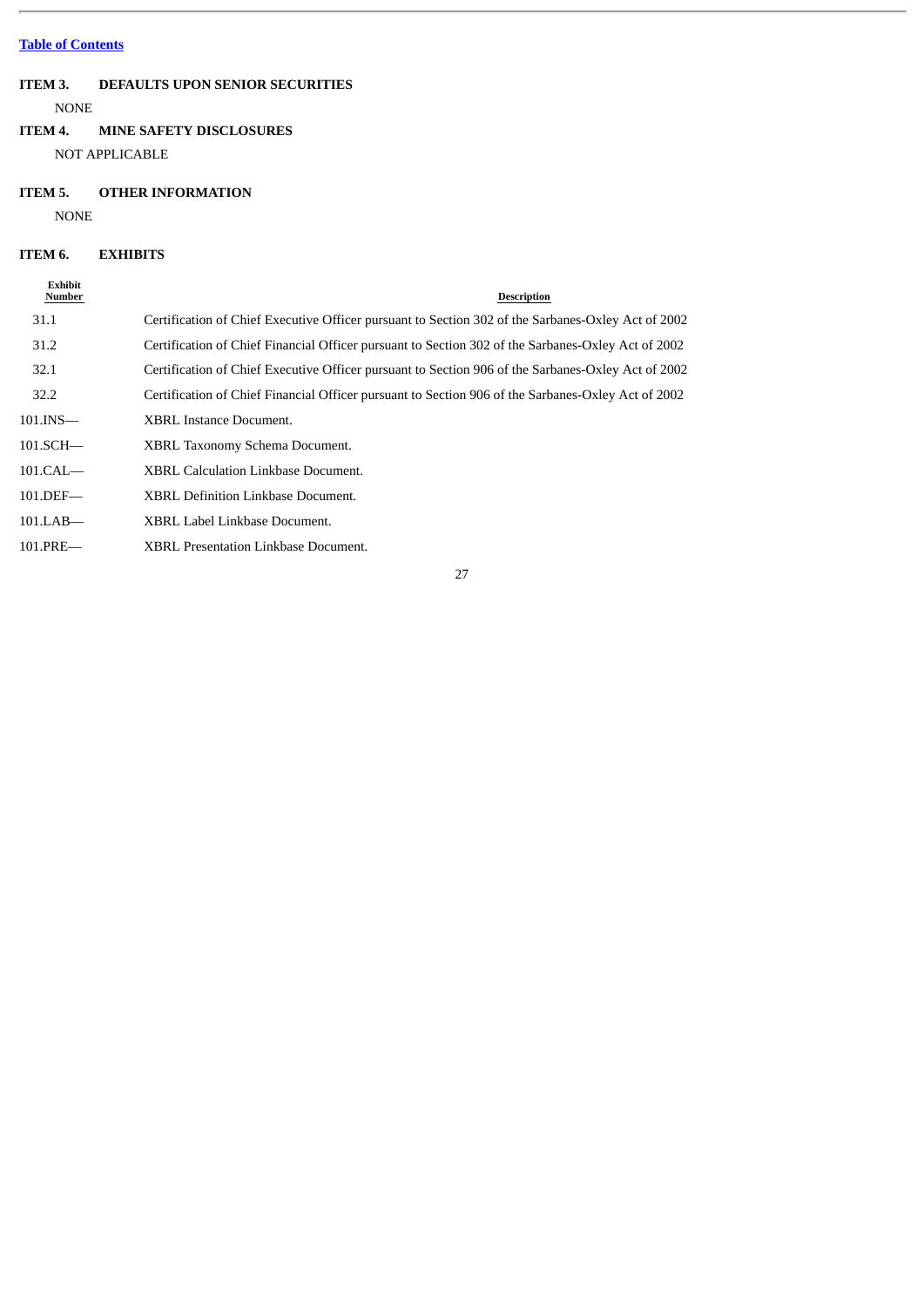[Table of Contents](#)

## ITEM 3. DEFAULTS UPON SENIOR SECURITIES

NONE

## ITEM 4. MINE SAFETY DISCLOSURES

NOT APPLICABLE

## ITEM 5. OTHER INFORMATION

NONE

## ITEM 6. EXHIBITS

| Exhibit Number | Description |
|---|---|
| 31.1 | Certification of Chief Executive Officer pursuant to Section 302 of the Sarbanes-Oxley Act of 2002 |
| 31.2 | Certification of Chief Financial Officer pursuant to Section 302 of the Sarbanes-Oxley Act of 2002 |
| 32.1 | Certification of Chief Executive Officer pursuant to Section 906 of the Sarbanes-Oxley Act of 2002 |
| 32.2 | Certification of Chief Financial Officer pursuant to Section 906 of the Sarbanes-Oxley Act of 2002 |
| 101.INS— | XBRL Instance Document. |
| 101.SCH— | XBRL Taxonomy Schema Document. |
| 101.CAL— | XBRL Calculation Linkbase Document. |
| 101.DEF— | XBRL Definition Linkbase Document. |
| 101.LAB— | XBRL Label Linkbase Document. |
| 101.PRE— | XBRL Presentation Linkbase Document. |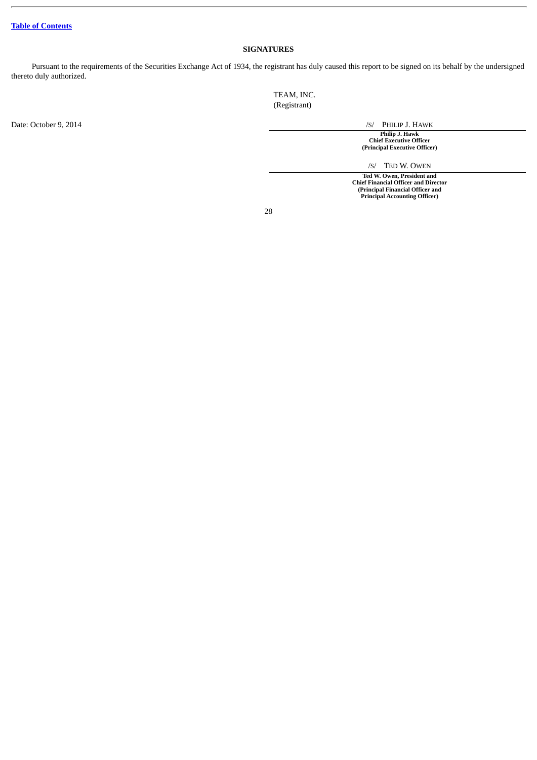[Table of Contents](#)

## SIGNATURES

Pursuant to the requirements of the Securities Exchange Act of 1934, the registrant has duly caused this report to be signed on its behalf by the undersigned thereto duly authorized.

TEAM, INC.
(Registrant)

Date: October 9, 2014

/S/ PHILIP J. HAWK

**Philip J. Hawk**
**Chief Executive Officer**
**(Principal Executive Officer)**

/S/ TED W. OWEN

**Ted W. Owen, President and**
**Chief Financial Officer and Director**
**(Principal Financial Officer and**
**Principal Accounting Officer)**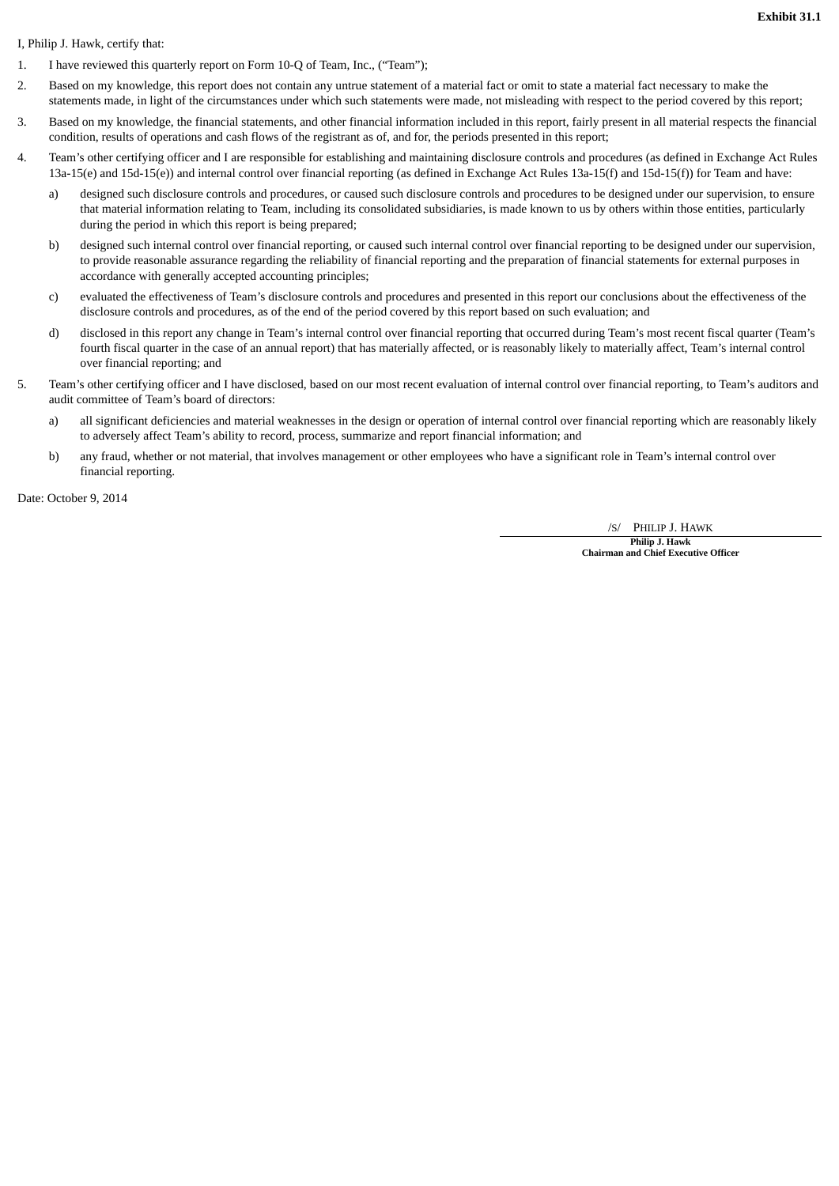**Exhibit 31.1**

I, Philip J. Hawk, certify that:

1. I have reviewed this quarterly report on Form 10-Q of Team, Inc., (“Team”);
2. Based on my knowledge, this report does not contain any untrue statement of a material fact or omit to state a material fact necessary to make the statements made, in light of the circumstances under which such statements were made, not misleading with respect to the period covered by this report;
3. Based on my knowledge, the financial statements, and other financial information included in this report, fairly present in all material respects the financial condition, results of operations and cash flows of the registrant as of, and for, the periods presented in this report;
4. Team’s other certifying officer and I are responsible for establishing and maintaining disclosure controls and procedures (as defined in Exchange Act Rules 13a-15(e) and 15d-15(e)) and internal control over financial reporting (as defined in Exchange Act Rules 13a-15(f) and 15d-15(f)) for Team and have:
   a) designed such disclosure controls and procedures, or caused such disclosure controls and procedures to be designed under our supervision, to ensure that material information relating to Team, including its consolidated subsidiaries, is made known to us by others within those entities, particularly during the period in which this report is being prepared;
   b) designed such internal control over financial reporting, or caused such internal control over financial reporting to be designed under our supervision, to provide reasonable assurance regarding the reliability of financial reporting and the preparation of financial statements for external purposes in accordance with generally accepted accounting principles;
   c) evaluated the effectiveness of Team’s disclosure controls and procedures and presented in this report our conclusions about the effectiveness of the disclosure controls and procedures, as of the end of the period covered by this report based on such evaluation; and
   d) disclosed in this report any change in Team’s internal control over financial reporting that occurred during Team’s most recent fiscal quarter (Team’s fourth fiscal quarter in the case of an annual report) that has materially affected, or is reasonably likely to materially affect, Team’s internal control over financial reporting; and
5. Team’s other certifying officer and I have disclosed, based on our most recent evaluation of internal control over financial reporting, to Team’s auditors and audit committee of Team’s board of directors:
   a) all significant deficiencies and material weaknesses in the design or operation of internal control over financial reporting which are reasonably likely to adversely affect Team’s ability to record, process, summarize and report financial information; and
   b) any fraud, whether or not material, that involves management or other employees who have a significant role in Team’s internal control over financial reporting.

Date: October 9, 2014

/S/ PHILIP J. HAWK

**Philip J. Hawk**
**Chairman and Chief Executive Officer**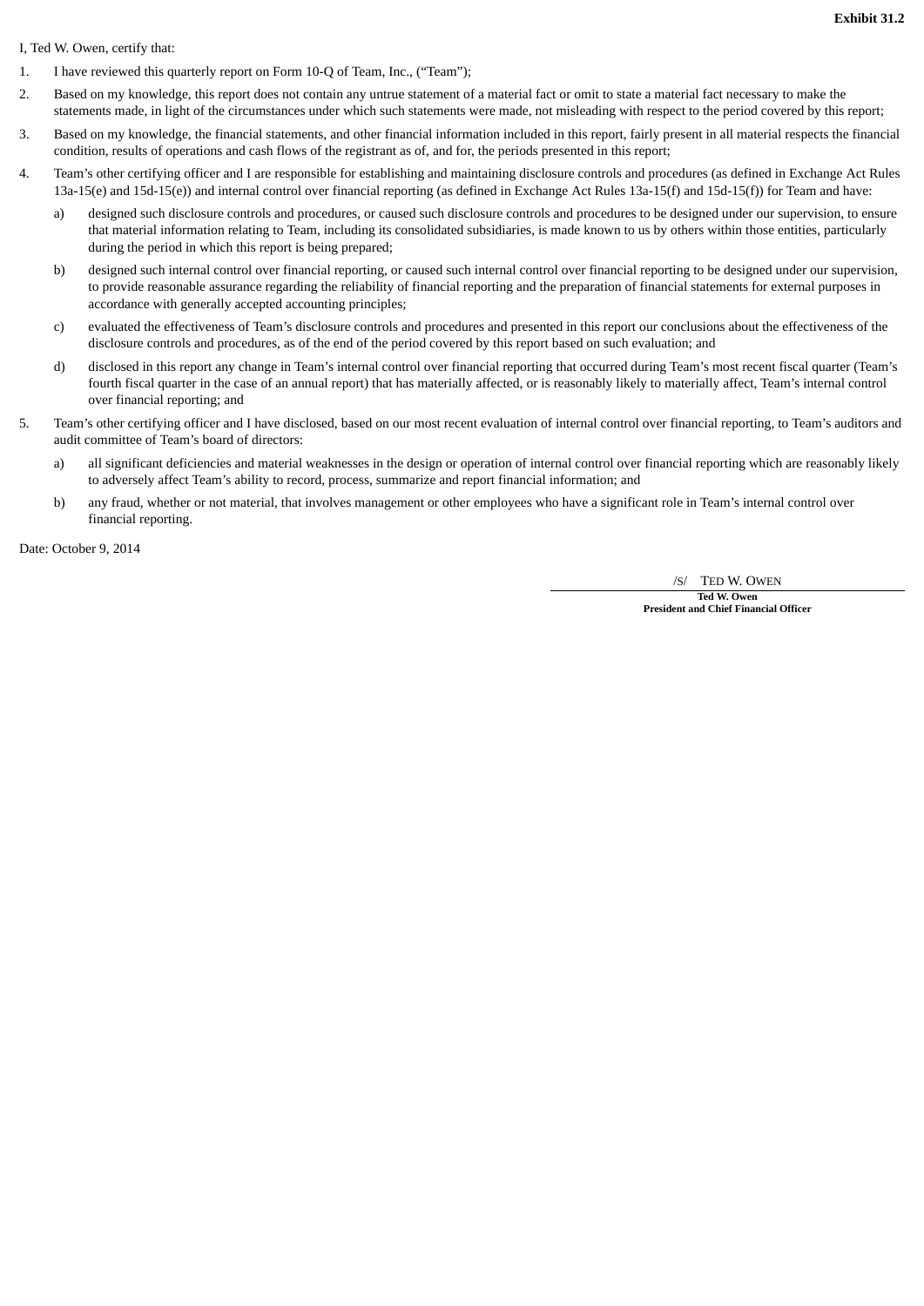**Exhibit 31.2**

I, Ted W. Owen, certify that:

1. I have reviewed this quarterly report on Form 10-Q of Team, Inc., (“Team”);
2. Based on my knowledge, this report does not contain any untrue statement of a material fact or omit to state a material fact necessary to make the statements made, in light of the circumstances under which such statements were made, not misleading with respect to the period covered by this report;
3. Based on my knowledge, the financial statements, and other financial information included in this report, fairly present in all material respects the financial condition, results of operations and cash flows of the registrant as of, and for, the periods presented in this report;
4. Team’s other certifying officer and I are responsible for establishing and maintaining disclosure controls and procedures (as defined in Exchange Act Rules 13a-15(e) and 15d-15(e)) and internal control over financial reporting (as defined in Exchange Act Rules 13a-15(f) and 15d-15(f)) for Team and have:
   a) designed such disclosure controls and procedures, or caused such disclosure controls and procedures to be designed under our supervision, to ensure that material information relating to Team, including its consolidated subsidiaries, is made known to us by others within those entities, particularly during the period in which this report is being prepared;
   b) designed such internal control over financial reporting, or caused such internal control over financial reporting to be designed under our supervision, to provide reasonable assurance regarding the reliability of financial reporting and the preparation of financial statements for external purposes in accordance with generally accepted accounting principles;
   c) evaluated the effectiveness of Team’s disclosure controls and procedures and presented in this report our conclusions about the effectiveness of the disclosure controls and procedures, as of the end of the period covered by this report based on such evaluation; and
   d) disclosed in this report any change in Team’s internal control over financial reporting that occurred during Team’s most recent fiscal quarter (Team’s fourth fiscal quarter in the case of an annual report) that has materially affected, or is reasonably likely to materially affect, Team’s internal control over financial reporting; and
5. Team’s other certifying officer and I have disclosed, based on our most recent evaluation of internal control over financial reporting, to Team’s auditors and audit committee of Team’s board of directors:
   a) all significant deficiencies and material weaknesses in the design or operation of internal control over financial reporting which are reasonably likely to adversely affect Team’s ability to record, process, summarize and report financial information; and
   b) any fraud, whether or not material, that involves management or other employees who have a significant role in Team’s internal control over financial reporting.

Date: October 9, 2014

/S/ TED W. OWEN

**Ted W. Owen**
**President and Chief Financial Officer**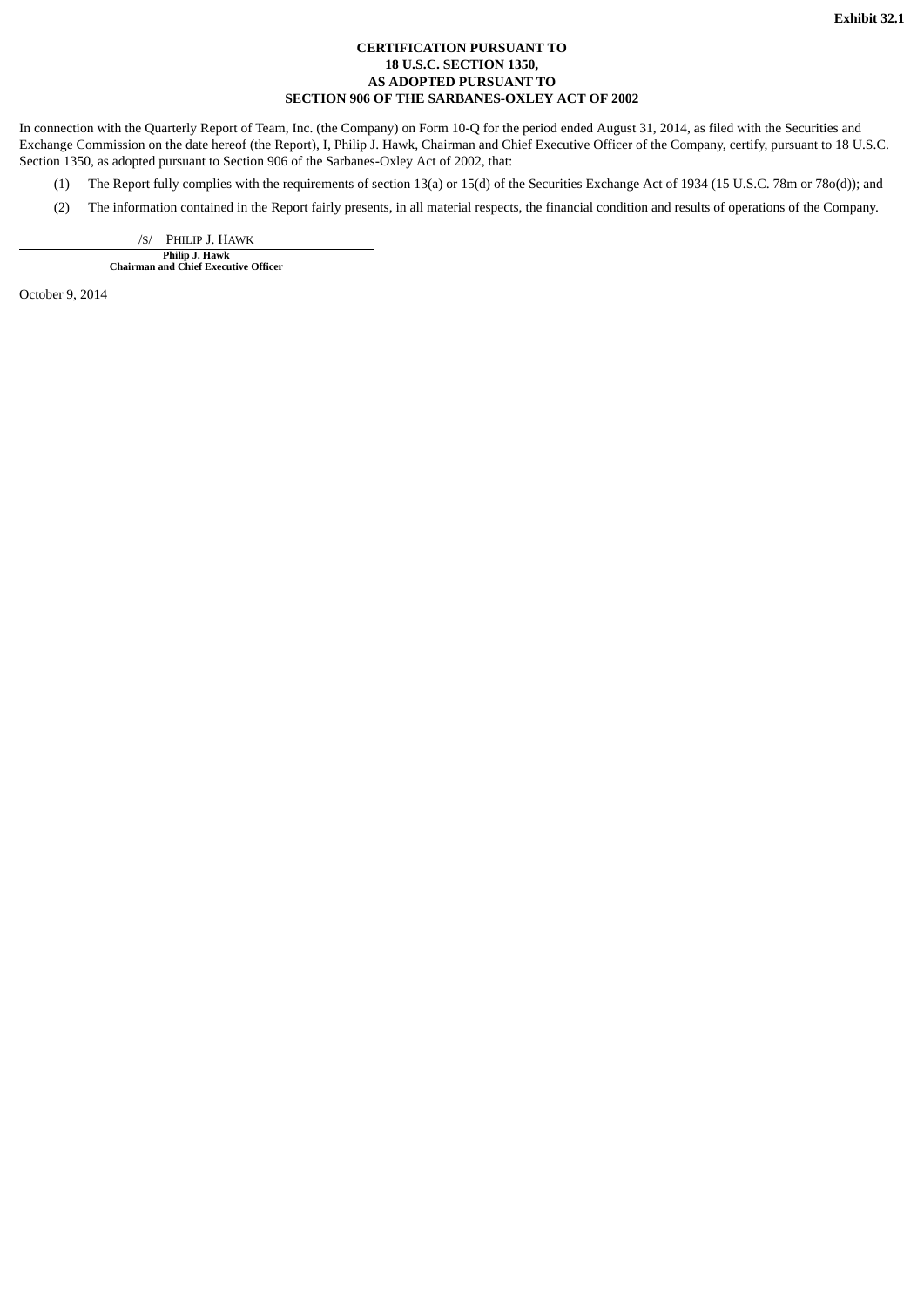**Exhibit 32.1**

**CERTIFICATION PURSUANT TO**
**18 U.S.C. SECTION 1350,**
**AS ADOPTED PURSUANT TO**
**SECTION 906 OF THE SARBANES-OXLEY ACT OF 2002**

In connection with the Quarterly Report of Team, Inc. (the Company) on Form 10-Q for the period ended August 31, 2014, as filed with the Securities and Exchange Commission on the date hereof (the Report), I, Philip J. Hawk, Chairman and Chief Executive Officer of the Company, certify, pursuant to 18 U.S.C. Section 1350, as adopted pursuant to Section 906 of the Sarbanes-Oxley Act of 2002, that:

(1) The Report fully complies with the requirements of section 13(a) or 15(d) of the Securities Exchange Act of 1934 (15 U.S.C. 78m or 78o(d)); and

(2) The information contained in the Report fairly presents, in all material respects, the financial condition and results of operations of the Company.

/S/ PHILIP J. HAWK

**Philip J. Hawk**
**Chairman and Chief Executive Officer**

October 9, 2014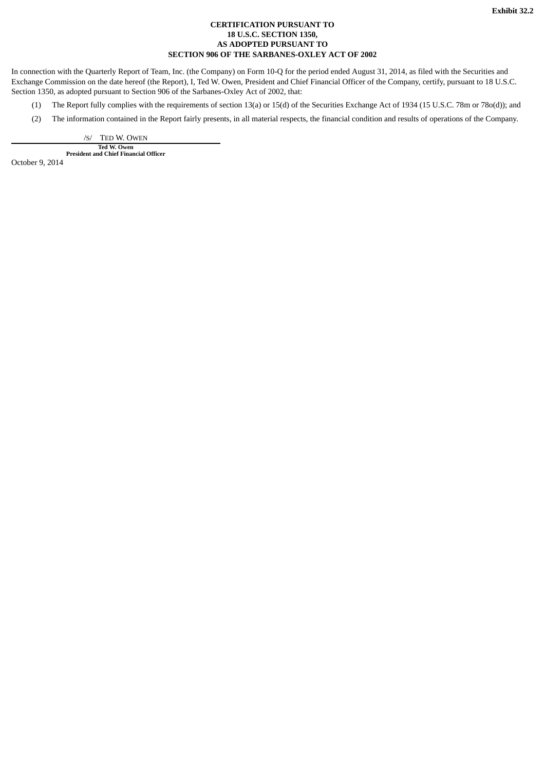**Exhibit 32.2**

**CERTIFICATION PURSUANT TO**
**18 U.S.C. SECTION 1350,**
**AS ADOPTED PURSUANT TO**
**SECTION 906 OF THE SARBANES-OXLEY ACT OF 2002**

In connection with the Quarterly Report of Team, Inc. (the Company) on Form 10-Q for the period ended August 31, 2014, as filed with the Securities and Exchange Commission on the date hereof (the Report), I, Ted W. Owen, President and Chief Financial Officer of the Company, certify, pursuant to 18 U.S.C. Section 1350, as adopted pursuant to Section 906 of the Sarbanes-Oxley Act of 2002, that:

(1) The Report fully complies with the requirements of section 13(a) or 15(d) of the Securities Exchange Act of 1934 (15 U.S.C. 78m or 78o(d)); and

(2) The information contained in the Report fairly presents, in all material respects, the financial condition and results of operations of the Company.

/S/ TED W. OWEN

**Ted W. Owen**
**President and Chief Financial Officer**

October 9, 2014